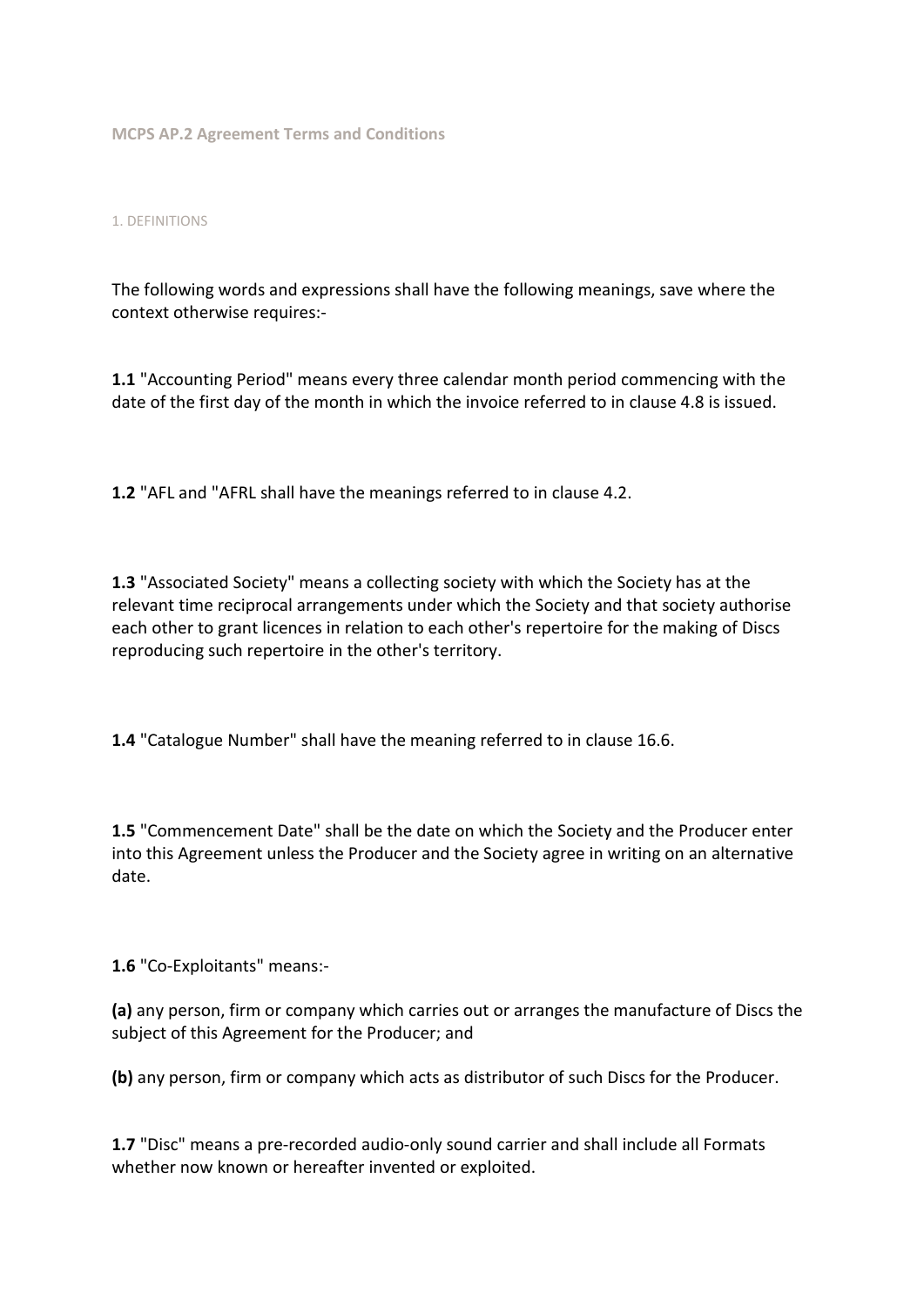# MCPS AP.2 Agreement Terms and Conditions

## 1. DEFINITIONS

The following words and expressions shall have the following meanings, save where the context otherwise requires:-

**1.1** "Accounting Period" means every three calendar month period commencing with the date of the first day of the month in which the invoice referred to in clause 4.8 is issued.

**1.2** "AFL and "AFRL shall have the meanings referred to in clause 4.2.

**1.3** "Associated Society" means a collecting society with which the Society has at the relevant time reciprocal arrangements under which the Society and that society authorise each other to grant licences in relation to each other's repertoire for the making of Discs reproducing such repertoire in the other's territory.

**1.4** "Catalogue Number" shall have the meaning referred to in clause 16.6.

**1.5** "Commencement Date" shall be the date on which the Society and the Producer enter into this Agreement unless the Producer and the Society agree in writing on an alternative date.

**1.6** "Co-Exploitants" means:-

**(a)** any person, firm or company which carries out or arranges the manufacture of Discs the subject of this Agreement for the Producer; and

**(b)** any person, firm or company which acts as distributor of such Discs for the Producer.

**1.7** "Disc" means a pre-recorded audio-only sound carrier and shall include all Formats whether now known or hereafter invented or exploited.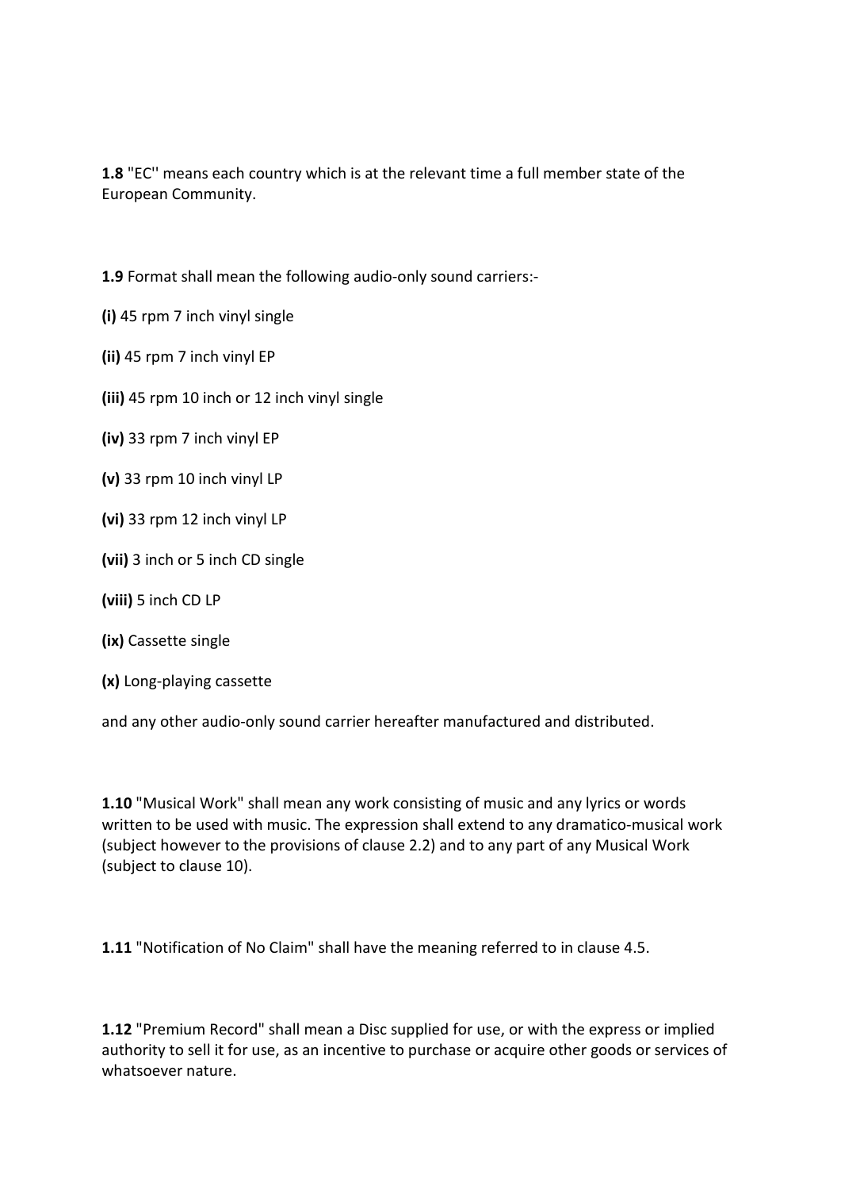**1.8** "EC'' means each country which is at the relevant time a full member state of the European Community.

**1.9** Format shall mean the following audio-only sound carriers:-

**(i)** 45 rpm 7 inch vinyl single

**(ii)** 45 rpm 7 inch vinyl EP

**(iii)** 45 rpm 10 inch or 12 inch vinyl single

**(iv)** 33 rpm 7 inch vinyl EP

**(v)** 33 rpm 10 inch vinyl LP

**(vi)** 33 rpm 12 inch vinyl LP

**(vii)** 3 inch or 5 inch CD single

**(viii)** 5 inch CD LP

**(ix)** Cassette single

**(x)** Long-playing cassette

and any other audio-only sound carrier hereafter manufactured and distributed.

**1.10** "Musical Work" shall mean any work consisting of music and any lyrics or words written to be used with music. The expression shall extend to any dramatico-musical work (subject however to the provisions of clause 2.2) and to any part of any Musical Work (subject to clause 10).

**1.11** "Notification of No Claim" shall have the meaning referred to in clause 4.5.

**1.12** "Premium Record" shall mean a Disc supplied for use, or with the express or implied authority to sell it for use, as an incentive to purchase or acquire other goods or services of whatsoever nature.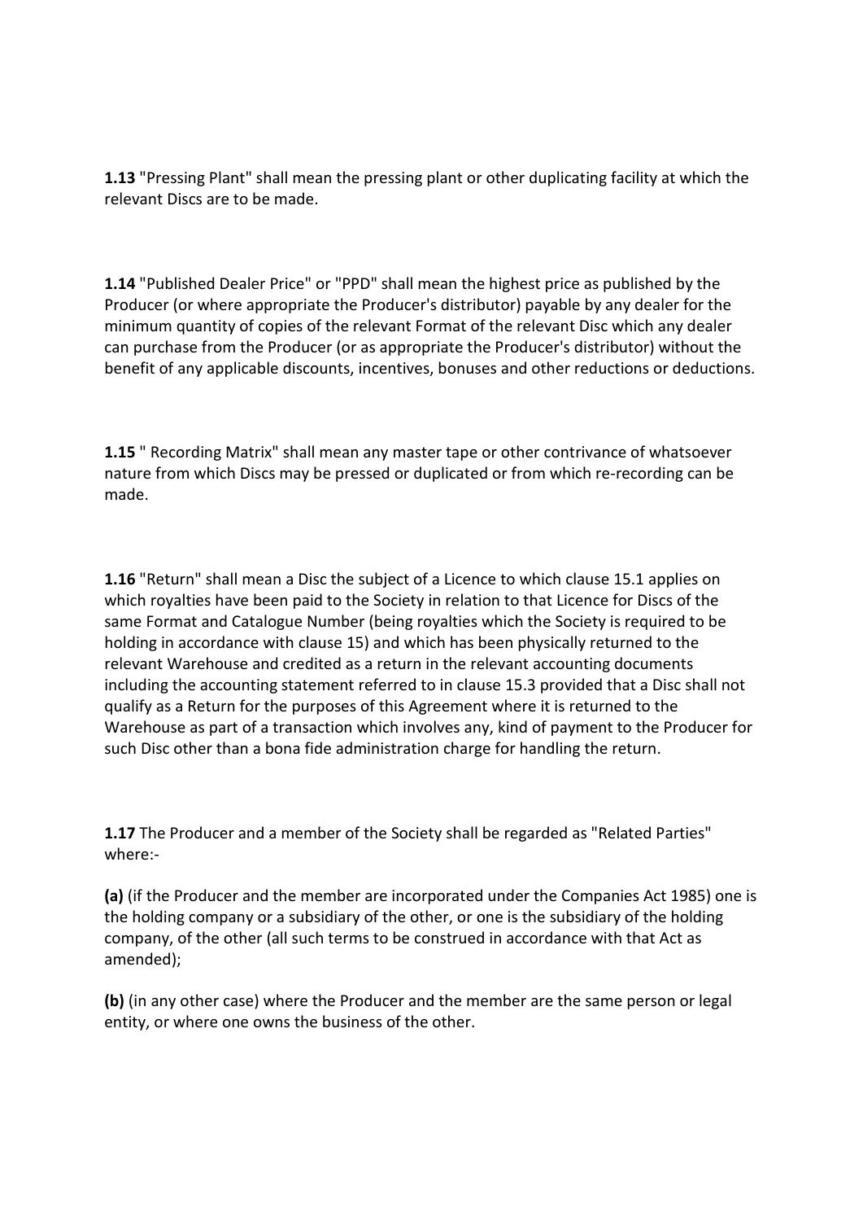**1.13** "Pressing Plant" shall mean the pressing plant or other duplicating facility at which the relevant Discs are to be made.

**1.14** "Published Dealer Price" or "PPD" shall mean the highest price as published by the Producer (or where appropriate the Producer's distributor) payable by any dealer for the minimum quantity of copies of the relevant Format of the relevant Disc which any dealer can purchase from the Producer (or as appropriate the Producer's distributor) without the benefit of any applicable discounts, incentives, bonuses and other reductions or deductions.

**1.15** " Recording Matrix" shall mean any master tape or other contrivance of whatsoever nature from which Discs may be pressed or duplicated or from which re-recording can be made.

**1.16** "Return" shall mean a Disc the subject of a Licence to which clause 15.1 applies on which royalties have been paid to the Society in relation to that Licence for Discs of the same Format and Catalogue Number (being royalties which the Society is required to be holding in accordance with clause 15) and which has been physically returned to the relevant Warehouse and credited as a return in the relevant accounting documents including the accounting statement referred to in clause 15.3 provided that a Disc shall not qualify as a Return for the purposes of this Agreement where it is returned to the Warehouse as part of a transaction which involves any, kind of payment to the Producer for such Disc other than a bona fide administration charge for handling the return.

**1.17** The Producer and a member of the Society shall be regarded as "Related Parties" where:-

**(a)** (if the Producer and the member are incorporated under the Companies Act 1985) one is the holding company or a subsidiary of the other, or one is the subsidiary of the holding company, of the other (all such terms to be construed in accordance with that Act as amended);

**(b)** (in any other case) where the Producer and the member are the same person or legal entity, or where one owns the business of the other.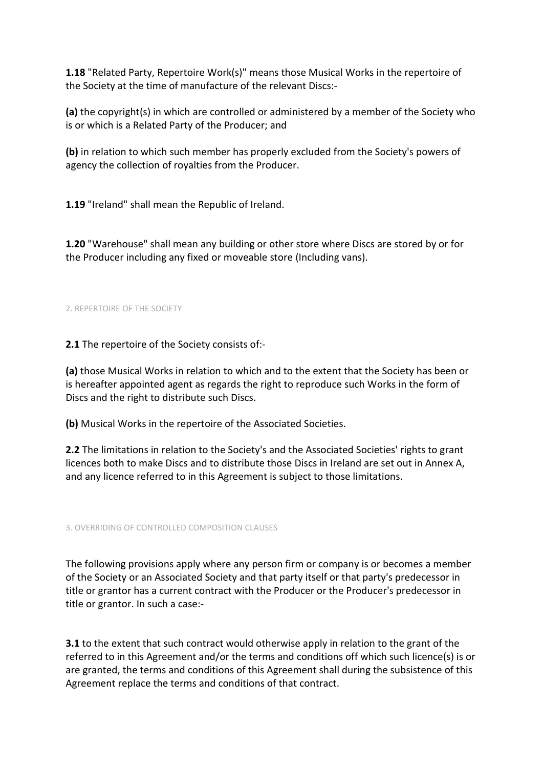**1.18** "Related Party, Repertoire Work(s)" means those Musical Works in the repertoire of the Society at the time of manufacture of the relevant Discs:-

**(a)** the copyright(s) in which are controlled or administered by a member of the Society who is or which is a Related Party of the Producer; and

**(b)** in relation to which such member has properly excluded from the Society's powers of agency the collection of royalties from the Producer.

**1.19** "Ireland" shall mean the Republic of Ireland.

**1.20** "Warehouse" shall mean any building or other store where Discs are stored by or for the Producer including any fixed or moveable store (Including vans).

## 2. REPERTOIRE OF THE SOCIETY

**2.1** The repertoire of the Society consists of:-

**(a)** those Musical Works in relation to which and to the extent that the Society has been or is hereafter appointed agent as regards the right to reproduce such Works in the form of Discs and the right to distribute such Discs.

**(b)** Musical Works in the repertoire of the Associated Societies.

**2.2** The limitations in relation to the Society's and the Associated Societies' rights to grant licences both to make Discs and to distribute those Discs in Ireland are set out in Annex A, and any licence referred to in this Agreement is subject to those limitations.

## 3. OVERRIDING OF CONTROLLED COMPOSITION CLAUSES

The following provisions apply where any person firm or company is or becomes a member of the Society or an Associated Society and that party itself or that party's predecessor in title or grantor has a current contract with the Producer or the Producer's predecessor in title or grantor. In such a case:-

**3.1** to the extent that such contract would otherwise apply in relation to the grant of the referred to in this Agreement and/or the terms and conditions off which such licence(s) is or are granted, the terms and conditions of this Agreement shall during the subsistence of this Agreement replace the terms and conditions of that contract.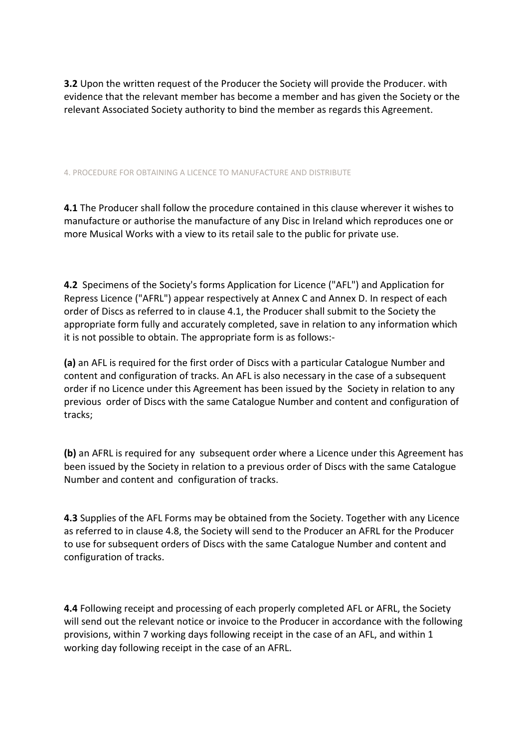**3.2** Upon the written request of the Producer the Society will provide the Producer. with evidence that the relevant member has become a member and has given the Society or the relevant Associated Society authority to bind the member as regards this Agreement.

## 4. PROCEDURE FOR OBTAINING A LICENCE TO MANUFACTURE AND DISTRIBUTE

**4.1** The Producer shall follow the procedure contained in this clause wherever it wishes to manufacture or authorise the manufacture of any Disc in Ireland which reproduces one or more Musical Works with a view to its retail sale to the public for private use.

**4.2** Specimens of the Society's forms Application for Licence ("AFL") and Application for Repress Licence ("AFRL") appear respectively at Annex C and Annex D. In respect of each order of Discs as referred to in clause 4.1, the Producer shall submit to the Society the appropriate form fully and accurately completed, save in relation to any information which it is not possible to obtain. The appropriate form is as follows:-

**(a)** an AFL is required for the first order of Discs with a particular Catalogue Number and content and configuration of tracks. An AFL is also necessary in the case of a subsequent order if no Licence under this Agreement has been issued by the Society in relation to any previous order of Discs with the same Catalogue Number and content and configuration of tracks;

**(b)** an AFRL is required for any subsequent order where a Licence under this Agreement has been issued by the Society in relation to a previous order of Discs with the same Catalogue Number and content and configuration of tracks.

**4.3** Supplies of the AFL Forms may be obtained from the Society. Together with any Licence as referred to in clause 4.8, the Society will send to the Producer an AFRL for the Producer to use for subsequent orders of Discs with the same Catalogue Number and content and configuration of tracks.

**4.4** Following receipt and processing of each properly completed AFL or AFRL, the Society will send out the relevant notice or invoice to the Producer in accordance with the following provisions, within 7 working days following receipt in the case of an AFL, and within 1 working day following receipt in the case of an AFRL.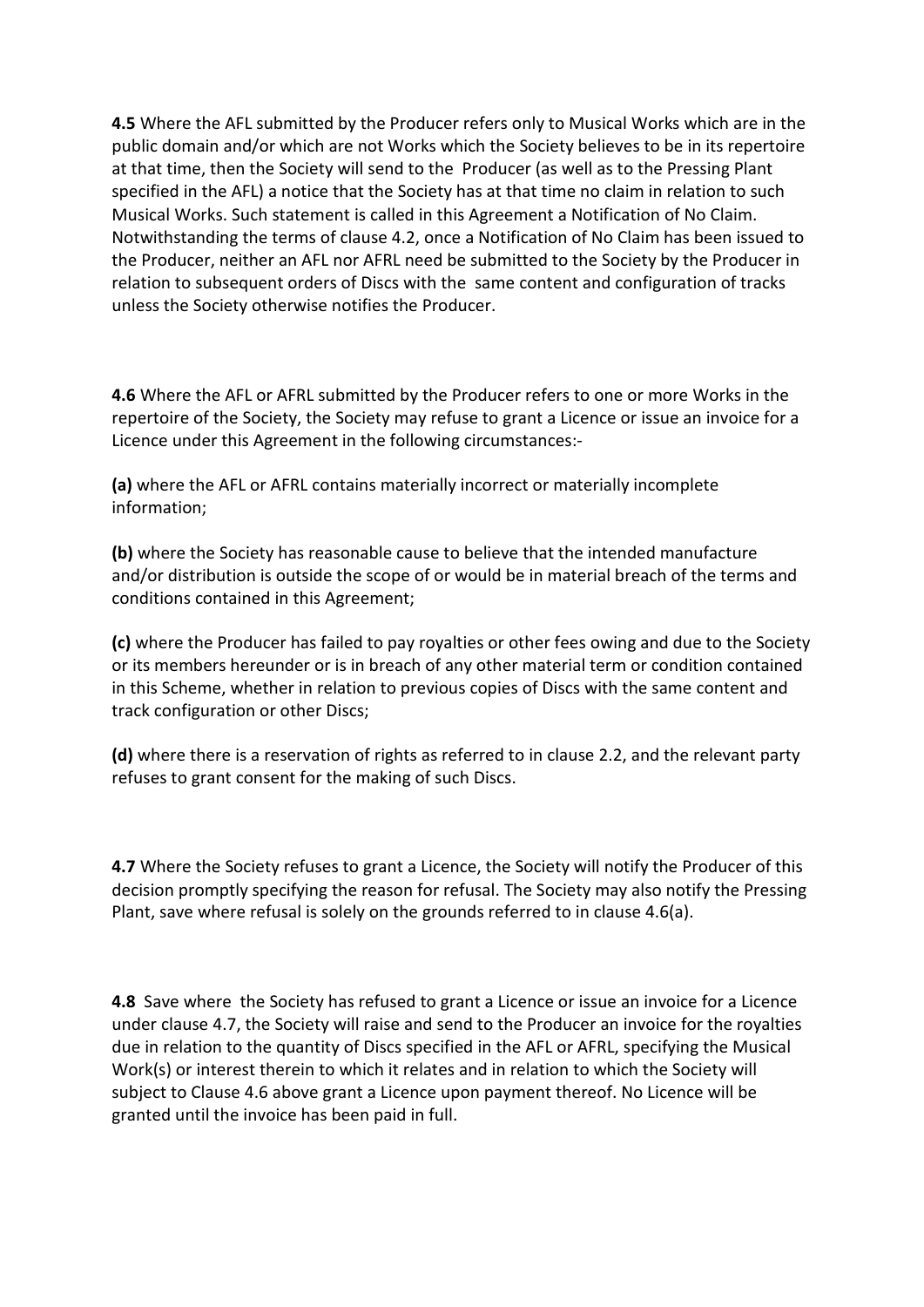**4.5** Where the AFL submitted by the Producer refers only to Musical Works which are in the public domain and/or which are not Works which the Society believes to be in its repertoire at that time, then the Society will send to the Producer (as well as to the Pressing Plant specified in the AFL) a notice that the Society has at that time no claim in relation to such Musical Works. Such statement is called in this Agreement a Notification of No Claim. Notwithstanding the terms of clause 4.2, once a Notification of No Claim has been issued to the Producer, neither an AFL nor AFRL need be submitted to the Society by the Producer in relation to subsequent orders of Discs with the same content and configuration of tracks unless the Society otherwise notifies the Producer.

**4.6** Where the AFL or AFRL submitted by the Producer refers to one or more Works in the repertoire of the Society, the Society may refuse to grant a Licence or issue an invoice for a Licence under this Agreement in the following circumstances:-

**(a)** where the AFL or AFRL contains materially incorrect or materially incomplete information;

**(b)** where the Society has reasonable cause to believe that the intended manufacture and/or distribution is outside the scope of or would be in material breach of the terms and conditions contained in this Agreement;

**(c)** where the Producer has failed to pay royalties or other fees owing and due to the Society or its members hereunder or is in breach of any other material term or condition contained in this Scheme, whether in relation to previous copies of Discs with the same content and track configuration or other Discs;

**(d)** where there is a reservation of rights as referred to in clause 2.2, and the relevant party refuses to grant consent for the making of such Discs.

**4.7** Where the Society refuses to grant a Licence, the Society will notify the Producer of this decision promptly specifying the reason for refusal. The Society may also notify the Pressing Plant, save where refusal is solely on the grounds referred to in clause 4.6(a).

**4.8** Save where the Society has refused to grant a Licence or issue an invoice for a Licence under clause 4.7, the Society will raise and send to the Producer an invoice for the royalties due in relation to the quantity of Discs specified in the AFL or AFRL, specifying the Musical Work(s) or interest therein to which it relates and in relation to which the Society will subject to Clause 4.6 above grant a Licence upon payment thereof. No Licence will be granted until the invoice has been paid in full.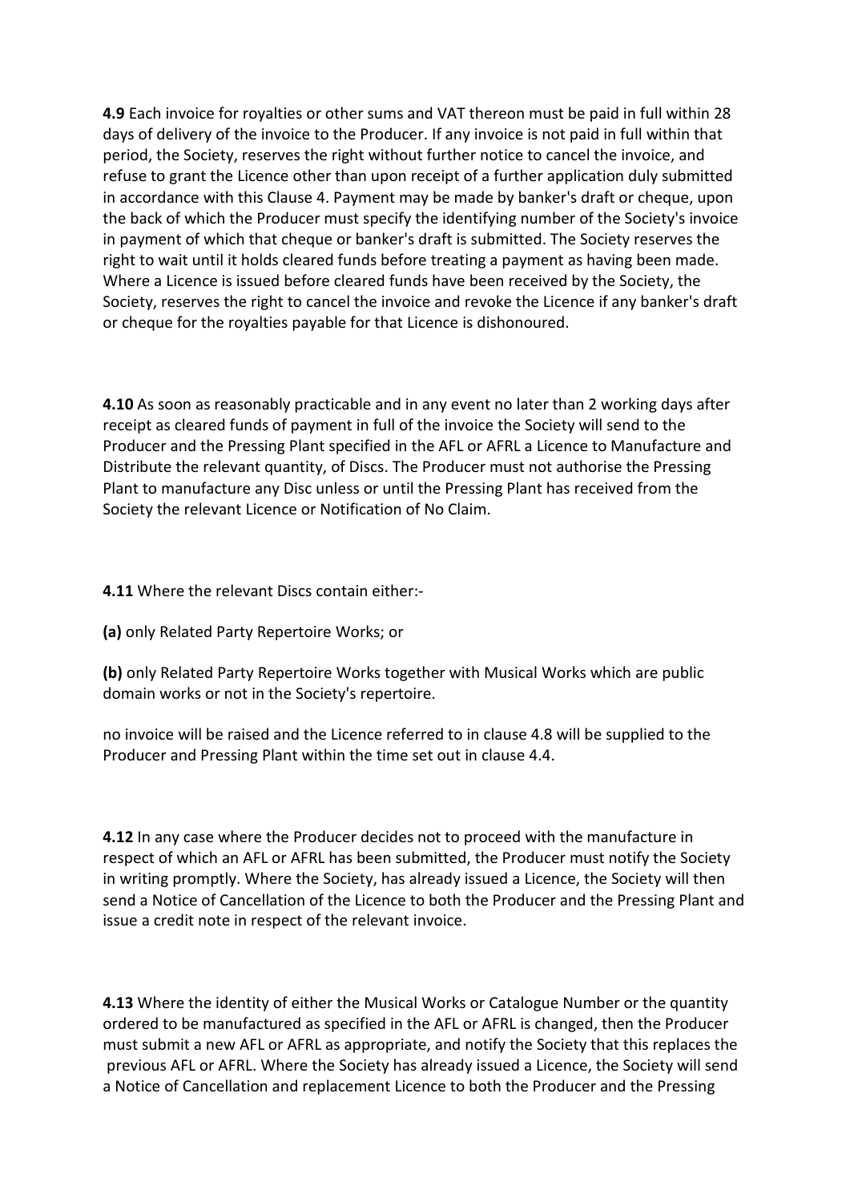**4.9** Each invoice for royalties or other sums and VAT thereon must be paid in full within 28 days of delivery of the invoice to the Producer. If any invoice is not paid in full within that period, the Society, reserves the right without further notice to cancel the invoice, and refuse to grant the Licence other than upon receipt of a further application duly submitted in accordance with this Clause 4. Payment may be made by banker's draft or cheque, upon the back of which the Producer must specify the identifying number of the Society's invoice in payment of which that cheque or banker's draft is submitted. The Society reserves the right to wait until it holds cleared funds before treating a payment as having been made. Where a Licence is issued before cleared funds have been received by the Society, the Society, reserves the right to cancel the invoice and revoke the Licence if any banker's draft or cheque for the royalties payable for that Licence is dishonoured.

**4.10** As soon as reasonably practicable and in any event no later than 2 working days after receipt as cleared funds of payment in full of the invoice the Society will send to the Producer and the Pressing Plant specified in the AFL or AFRL a Licence to Manufacture and Distribute the relevant quantity, of Discs. The Producer must not authorise the Pressing Plant to manufacture any Disc unless or until the Pressing Plant has received from the Society the relevant Licence or Notification of No Claim.

**4.11** Where the relevant Discs contain either:-

**(a)** only Related Party Repertoire Works; or

**(b)** only Related Party Repertoire Works together with Musical Works which are public domain works or not in the Society's repertoire.

no invoice will be raised and the Licence referred to in clause 4.8 will be supplied to the Producer and Pressing Plant within the time set out in clause 4.4.

**4.12** In any case where the Producer decides not to proceed with the manufacture in respect of which an AFL or AFRL has been submitted, the Producer must notify the Society in writing promptly. Where the Society, has already issued a Licence, the Society will then send a Notice of Cancellation of the Licence to both the Producer and the Pressing Plant and issue a credit note in respect of the relevant invoice.

**4.13** Where the identity of either the Musical Works or Catalogue Number or the quantity ordered to be manufactured as specified in the AFL or AFRL is changed, then the Producer must submit a new AFL or AFRL as appropriate, and notify the Society that this replaces the previous AFL or AFRL. Where the Society has already issued a Licence, the Society will send a Notice of Cancellation and replacement Licence to both the Producer and the Pressing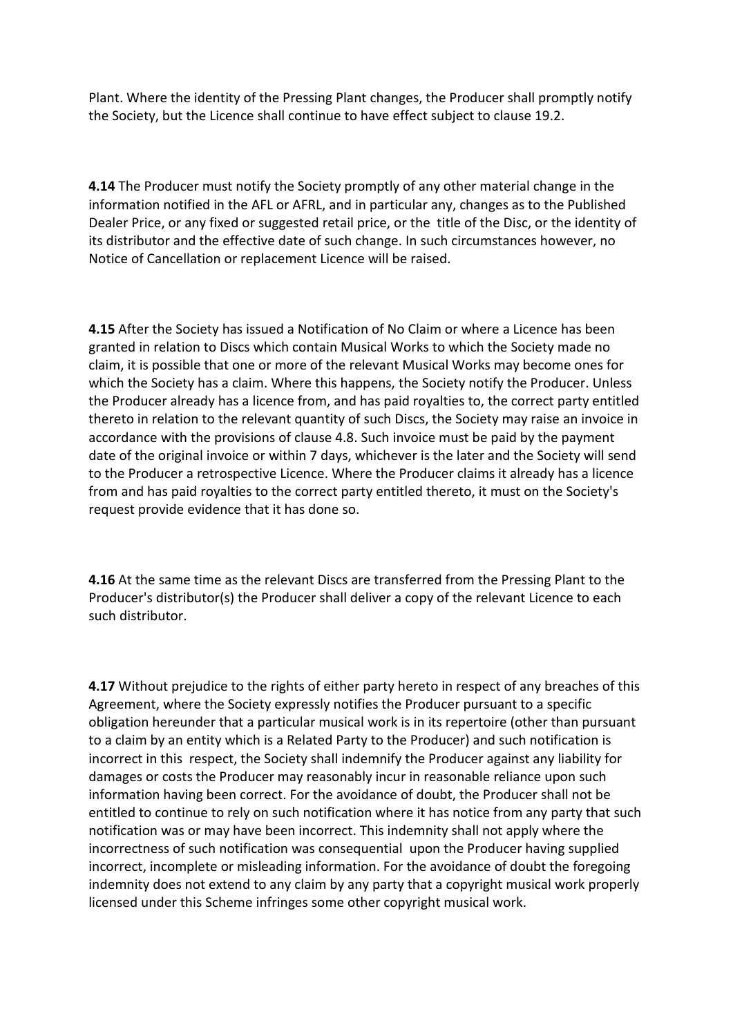Plant. Where the identity of the Pressing Plant changes, the Producer shall promptly notify the Society, but the Licence shall continue to have effect subject to clause 19.2.

**4.14** The Producer must notify the Society promptly of any other material change in the information notified in the AFL or AFRL, and in particular any, changes as to the Published Dealer Price, or any fixed or suggested retail price, or the title of the Disc, or the identity of its distributor and the effective date of such change. In such circumstances however, no Notice of Cancellation or replacement Licence will be raised.

**4.15** After the Society has issued a Notification of No Claim or where a Licence has been granted in relation to Discs which contain Musical Works to which the Society made no claim, it is possible that one or more of the relevant Musical Works may become ones for which the Society has a claim. Where this happens, the Society notify the Producer. Unless the Producer already has a licence from, and has paid royalties to, the correct party entitled thereto in relation to the relevant quantity of such Discs, the Society may raise an invoice in accordance with the provisions of clause 4.8. Such invoice must be paid by the payment date of the original invoice or within 7 days, whichever is the later and the Society will send to the Producer a retrospective Licence. Where the Producer claims it already has a licence from and has paid royalties to the correct party entitled thereto, it must on the Society's request provide evidence that it has done so.

**4.16** At the same time as the relevant Discs are transferred from the Pressing Plant to the Producer's distributor(s) the Producer shall deliver a copy of the relevant Licence to each such distributor.

**4.17** Without prejudice to the rights of either party hereto in respect of any breaches of this Agreement, where the Society expressly notifies the Producer pursuant to a specific obligation hereunder that a particular musical work is in its repertoire (other than pursuant to a claim by an entity which is a Related Party to the Producer) and such notification is incorrect in this respect, the Society shall indemnify the Producer against any liability for damages or costs the Producer may reasonably incur in reasonable reliance upon such information having been correct. For the avoidance of doubt, the Producer shall not be entitled to continue to rely on such notification where it has notice from any party that such notification was or may have been incorrect. This indemnity shall not apply where the incorrectness of such notification was consequential upon the Producer having supplied incorrect, incomplete or misleading information. For the avoidance of doubt the foregoing indemnity does not extend to any claim by any party that a copyright musical work properly licensed under this Scheme infringes some other copyright musical work.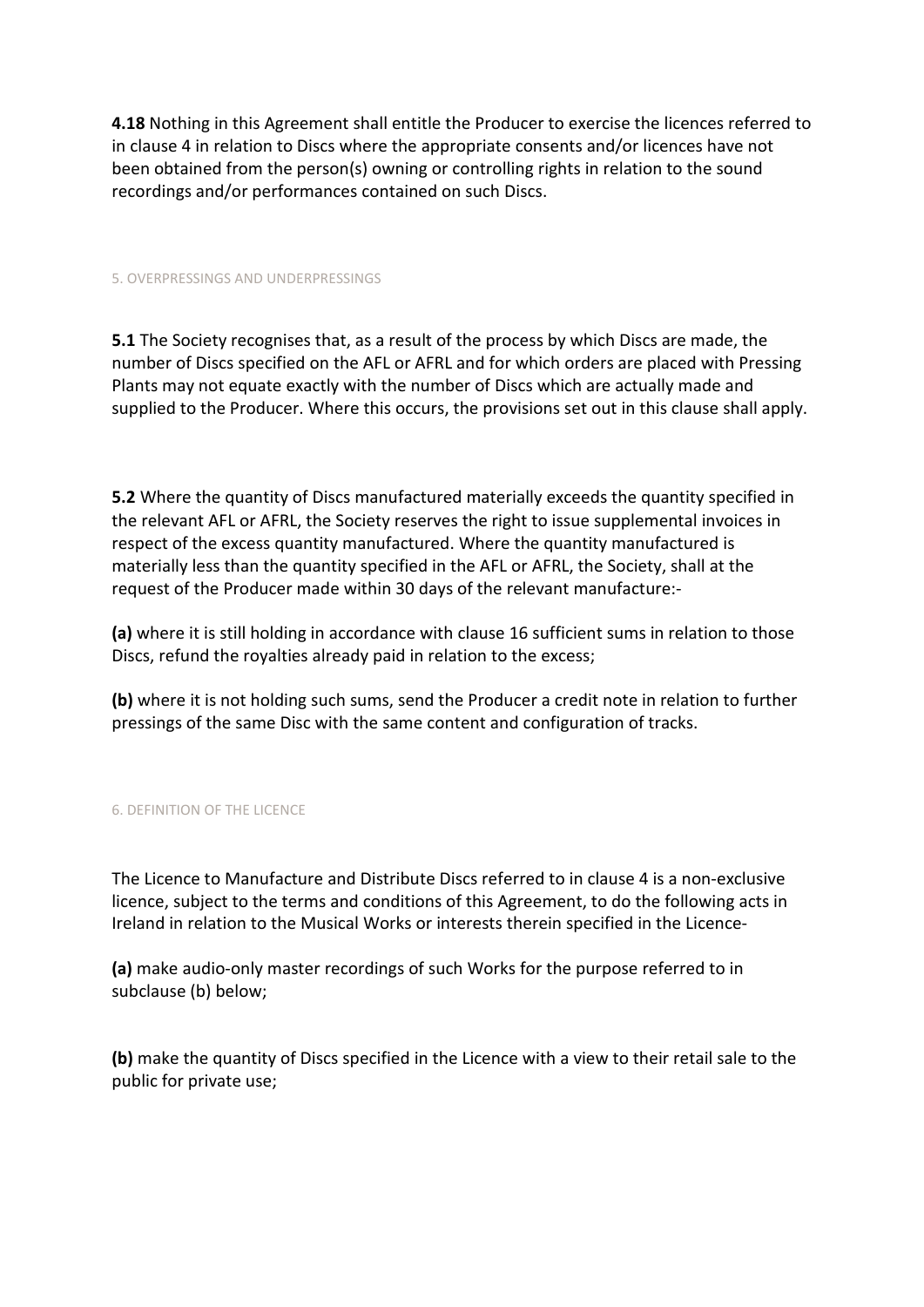**4.18** Nothing in this Agreement shall entitle the Producer to exercise the licences referred to in clause 4 in relation to Discs where the appropriate consents and/or licences have not been obtained from the person(s) owning or controlling rights in relation to the sound recordings and/or performances contained on such Discs.

## 5. OVERPRESSINGS AND UNDERPRESSINGS

**5.1** The Society recognises that, as a result of the process by which Discs are made, the number of Discs specified on the AFL or AFRL and for which orders are placed with Pressing Plants may not equate exactly with the number of Discs which are actually made and supplied to the Producer. Where this occurs, the provisions set out in this clause shall apply.

**5.2** Where the quantity of Discs manufactured materially exceeds the quantity specified in the relevant AFL or AFRL, the Society reserves the right to issue supplemental invoices in respect of the excess quantity manufactured. Where the quantity manufactured is materially less than the quantity specified in the AFL or AFRL, the Society, shall at the request of the Producer made within 30 days of the relevant manufacture:-

**(a)** where it is still holding in accordance with clause 16 sufficient sums in relation to those Discs, refund the royalties already paid in relation to the excess;

**(b)** where it is not holding such sums, send the Producer a credit note in relation to further pressings of the same Disc with the same content and configuration of tracks.

## 6. DEFINITION OF THE LICENCE

The Licence to Manufacture and Distribute Discs referred to in clause 4 is a non-exclusive licence, subject to the terms and conditions of this Agreement, to do the following acts in Ireland in relation to the Musical Works or interests therein specified in the Licence-

**(a)** make audio-only master recordings of such Works for the purpose referred to in subclause (b) below;

**(b)** make the quantity of Discs specified in the Licence with a view to their retail sale to the public for private use;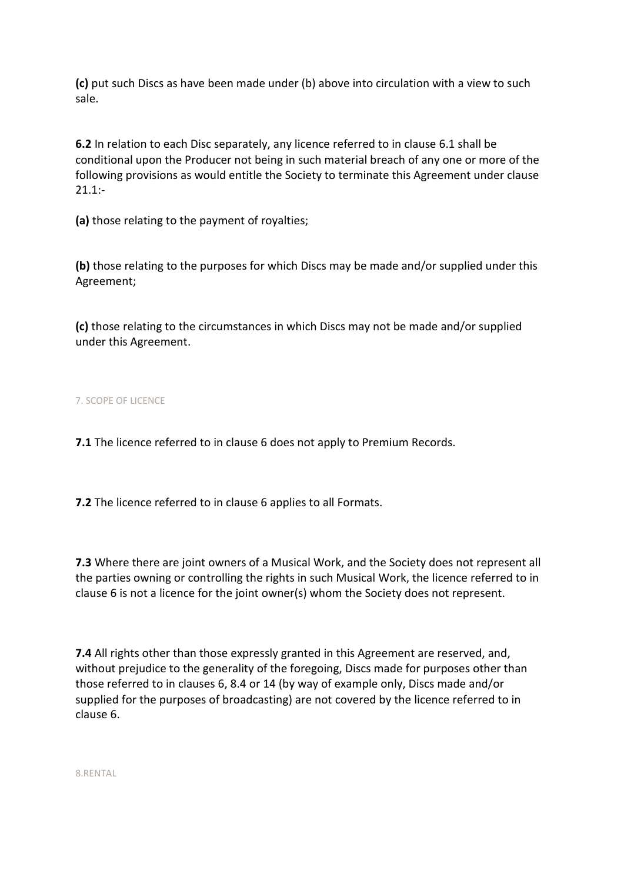**(c)** put such Discs as have been made under (b) above into circulation with a view to such sale.

**6.2** In relation to each Disc separately, any licence referred to in clause 6.1 shall be conditional upon the Producer not being in such material breach of any one or more of the following provisions as would entitle the Society to terminate this Agreement under clause 21.1:-

**(a)** those relating to the payment of royalties;

**(b)** those relating to the purposes for which Discs may be made and/or supplied under this Agreement;

**(c)** those relating to the circumstances in which Discs may not be made and/or supplied under this Agreement.

## 7. SCOPE OF LICENCE

**7.1** The licence referred to in clause 6 does not apply to Premium Records.

**7.2** The licence referred to in clause 6 applies to all Formats.

**7.3** Where there are joint owners of a Musical Work, and the Society does not represent all the parties owning or controlling the rights in such Musical Work, the licence referred to in clause 6 is not a licence for the joint owner(s) whom the Society does not represent.

**7.4** All rights other than those expressly granted in this Agreement are reserved, and, without prejudice to the generality of the foregoing, Discs made for purposes other than those referred to in clauses 6, 8.4 or 14 (by way of example only, Discs made and/or supplied for the purposes of broadcasting) are not covered by the licence referred to in clause 6.

## 8.RENTAL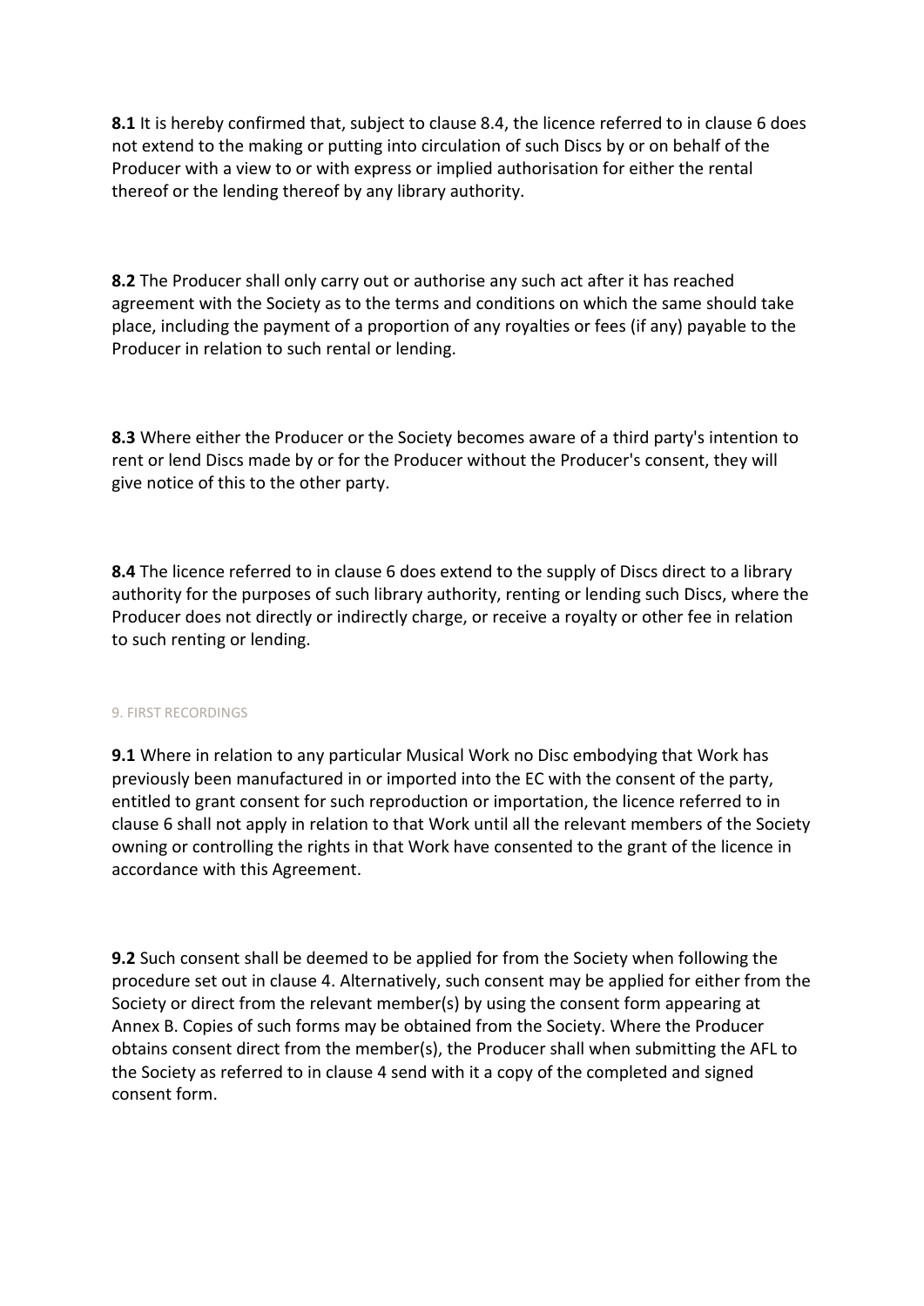**8.1** It is hereby confirmed that, subject to clause 8.4, the licence referred to in clause 6 does not extend to the making or putting into circulation of such Discs by or on behalf of the Producer with a view to or with express or implied authorisation for either the rental thereof or the lending thereof by any library authority.

**8.2** The Producer shall only carry out or authorise any such act after it has reached agreement with the Society as to the terms and conditions on which the same should take place, including the payment of a proportion of any royalties or fees (if any) payable to the Producer in relation to such rental or lending.

**8.3** Where either the Producer or the Society becomes aware of a third party's intention to rent or lend Discs made by or for the Producer without the Producer's consent, they will give notice of this to the other party.

**8.4** The licence referred to in clause 6 does extend to the supply of Discs direct to a library authority for the purposes of such library authority, renting or lending such Discs, where the Producer does not directly or indirectly charge, or receive a royalty or other fee in relation to such renting or lending.

## 9. FIRST RECORDINGS

**9.1** Where in relation to any particular Musical Work no Disc embodying that Work has previously been manufactured in or imported into the EC with the consent of the party, entitled to grant consent for such reproduction or importation, the licence referred to in clause 6 shall not apply in relation to that Work until all the relevant members of the Society owning or controlling the rights in that Work have consented to the grant of the licence in accordance with this Agreement.

**9.2** Such consent shall be deemed to be applied for from the Society when following the procedure set out in clause 4. Alternatively, such consent may be applied for either from the Society or direct from the relevant member(s) by using the consent form appearing at Annex B. Copies of such forms may be obtained from the Society. Where the Producer obtains consent direct from the member(s), the Producer shall when submitting the AFL to the Society as referred to in clause 4 send with it a copy of the completed and signed consent form.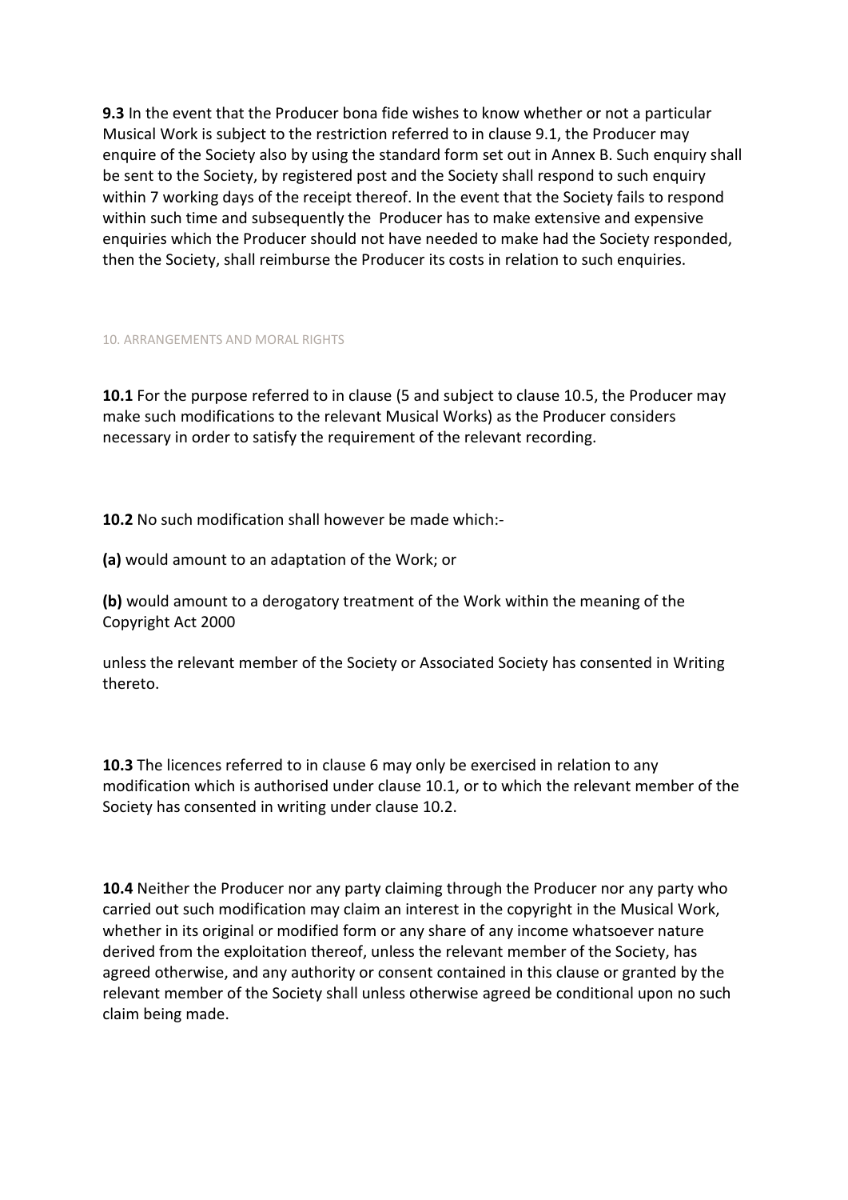**9.3** In the event that the Producer bona fide wishes to know whether or not a particular Musical Work is subject to the restriction referred to in clause 9.1, the Producer may enquire of the Society also by using the standard form set out in Annex B. Such enquiry shall be sent to the Society, by registered post and the Society shall respond to such enquiry within 7 working days of the receipt thereof. In the event that the Society fails to respond within such time and subsequently the Producer has to make extensive and expensive enquiries which the Producer should not have needed to make had the Society responded, then the Society, shall reimburse the Producer its costs in relation to such enquiries.

## 10. ARRANGEMENTS AND MORAL RIGHTS

**10.1** For the purpose referred to in clause (5 and subject to clause 10.5, the Producer may make such modifications to the relevant Musical Works) as the Producer considers necessary in order to satisfy the requirement of the relevant recording.

**10.2** No such modification shall however be made which:-

**(a)** would amount to an adaptation of the Work; or

**(b)** would amount to a derogatory treatment of the Work within the meaning of the Copyright Act 2000

unless the relevant member of the Society or Associated Society has consented in Writing thereto.

**10.3** The licences referred to in clause 6 may only be exercised in relation to any modification which is authorised under clause 10.1, or to which the relevant member of the Society has consented in writing under clause 10.2.

**10.4** Neither the Producer nor any party claiming through the Producer nor any party who carried out such modification may claim an interest in the copyright in the Musical Work, whether in its original or modified form or any share of any income whatsoever nature derived from the exploitation thereof, unless the relevant member of the Society, has agreed otherwise, and any authority or consent contained in this clause or granted by the relevant member of the Society shall unless otherwise agreed be conditional upon no such claim being made.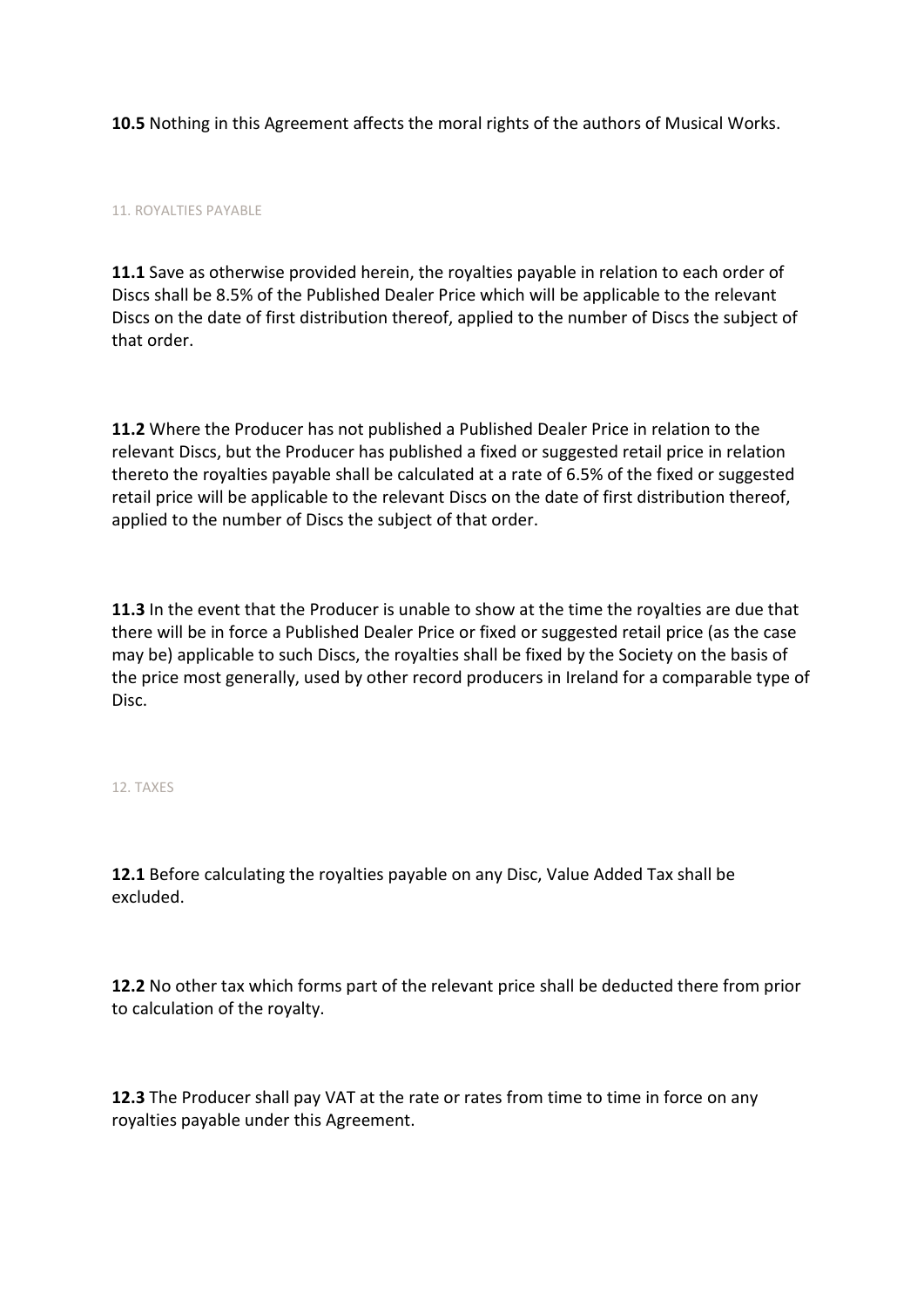**10.5** Nothing in this Agreement affects the moral rights of the authors of Musical Works.

## 11. ROYALTIES PAYABLE

**11.1** Save as otherwise provided herein, the royalties payable in relation to each order of Discs shall be 8.5% of the Published Dealer Price which will be applicable to the relevant Discs on the date of first distribution thereof, applied to the number of Discs the subject of that order.

**11.2** Where the Producer has not published a Published Dealer Price in relation to the relevant Discs, but the Producer has published a fixed or suggested retail price in relation thereto the royalties payable shall be calculated at a rate of 6.5% of the fixed or suggested retail price will be applicable to the relevant Discs on the date of first distribution thereof, applied to the number of Discs the subject of that order.

**11.3** In the event that the Producer is unable to show at the time the royalties are due that there will be in force a Published Dealer Price or fixed or suggested retail price (as the case may be) applicable to such Discs, the royalties shall be fixed by the Society on the basis of the price most generally, used by other record producers in Ireland for a comparable type of Disc.

## 12. TAXES

**12.1** Before calculating the royalties payable on any Disc, Value Added Tax shall be excluded.

**12.2** No other tax which forms part of the relevant price shall be deducted there from prior to calculation of the royalty.

**12.3** The Producer shall pay VAT at the rate or rates from time to time in force on any royalties payable under this Agreement.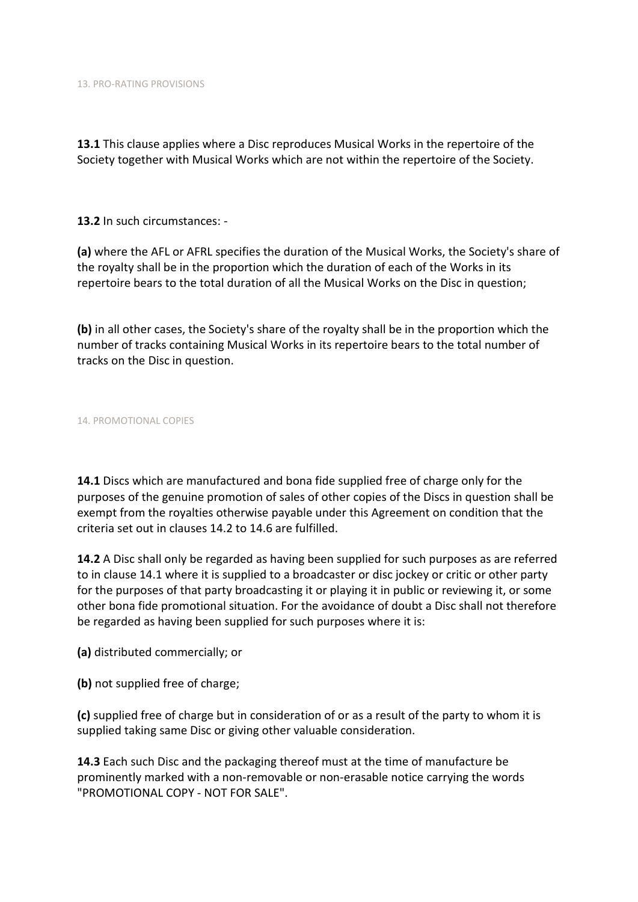## 13. PRO-RATING PROVISIONS

**13.1** This clause applies where a Disc reproduces Musical Works in the repertoire of the Society together with Musical Works which are not within the repertoire of the Society.

**13.2** In such circumstances: -

**(a)** where the AFL or AFRL specifies the duration of the Musical Works, the Society's share of the royalty shall be in the proportion which the duration of each of the Works in its repertoire bears to the total duration of all the Musical Works on the Disc in question;

**(b)** in all other cases, the Society's share of the royalty shall be in the proportion which the number of tracks containing Musical Works in its repertoire bears to the total number of tracks on the Disc in question.

## 14. PROMOTIONAL COPIES

**14.1** Discs which are manufactured and bona fide supplied free of charge only for the purposes of the genuine promotion of sales of other copies of the Discs in question shall be exempt from the royalties otherwise payable under this Agreement on condition that the criteria set out in clauses 14.2 to 14.6 are fulfilled.

**14.2** A Disc shall only be regarded as having been supplied for such purposes as are referred to in clause 14.1 where it is supplied to a broadcaster or disc jockey or critic or other party for the purposes of that party broadcasting it or playing it in public or reviewing it, or some other bona fide promotional situation. For the avoidance of doubt a Disc shall not therefore be regarded as having been supplied for such purposes where it is:

**(a)** distributed commercially; or

**(b)** not supplied free of charge;

**(c)** supplied free of charge but in consideration of or as a result of the party to whom it is supplied taking same Disc or giving other valuable consideration.

**14.3** Each such Disc and the packaging thereof must at the time of manufacture be prominently marked with a non-removable or non-erasable notice carrying the words "PROMOTIONAL COPY - NOT FOR SALE".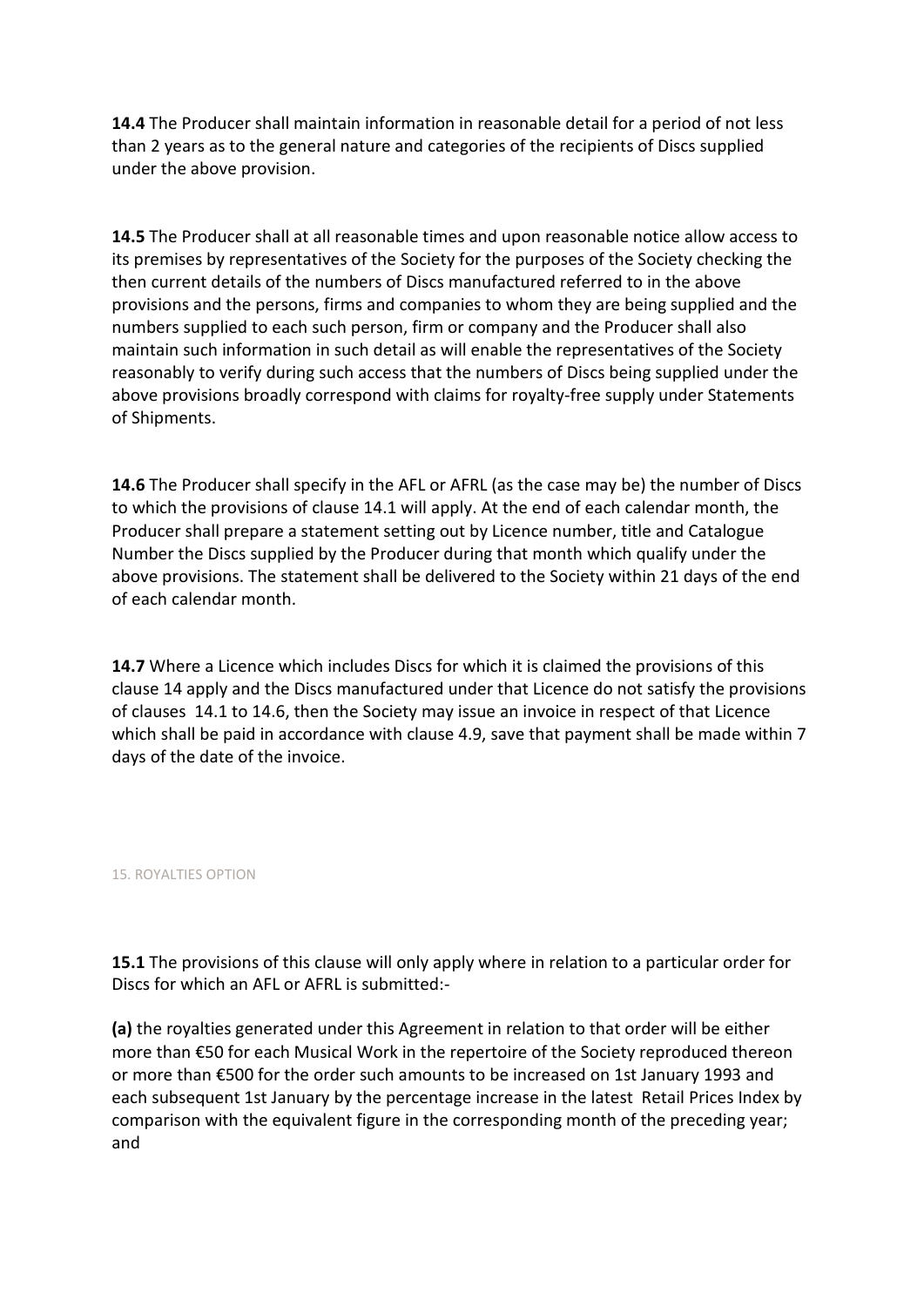**14.4** The Producer shall maintain information in reasonable detail for a period of not less than 2 years as to the general nature and categories of the recipients of Discs supplied under the above provision.

**14.5** The Producer shall at all reasonable times and upon reasonable notice allow access to its premises by representatives of the Society for the purposes of the Society checking the then current details of the numbers of Discs manufactured referred to in the above provisions and the persons, firms and companies to whom they are being supplied and the numbers supplied to each such person, firm or company and the Producer shall also maintain such information in such detail as will enable the representatives of the Society reasonably to verify during such access that the numbers of Discs being supplied under the above provisions broadly correspond with claims for royalty-free supply under Statements of Shipments.

**14.6** The Producer shall specify in the AFL or AFRL (as the case may be) the number of Discs to which the provisions of clause 14.1 will apply. At the end of each calendar month, the Producer shall prepare a statement setting out by Licence number, title and Catalogue Number the Discs supplied by the Producer during that month which qualify under the above provisions. The statement shall be delivered to the Society within 21 days of the end of each calendar month.

**14.7** Where a Licence which includes Discs for which it is claimed the provisions of this clause 14 apply and the Discs manufactured under that Licence do not satisfy the provisions of clauses 14.1 to 14.6, then the Society may issue an invoice in respect of that Licence which shall be paid in accordance with clause 4.9, save that payment shall be made within 7 days of the date of the invoice.

## 15. ROYALTIES OPTION

**15.1** The provisions of this clause will only apply where in relation to a particular order for Discs for which an AFL or AFRL is submitted:-

**(a)** the royalties generated under this Agreement in relation to that order will be either more than €50 for each Musical Work in the repertoire of the Society reproduced thereon or more than €500 for the order such amounts to be increased on 1st January 1993 and each subsequent 1st January by the percentage increase in the latest Retail Prices Index by comparison with the equivalent figure in the corresponding month of the preceding year; and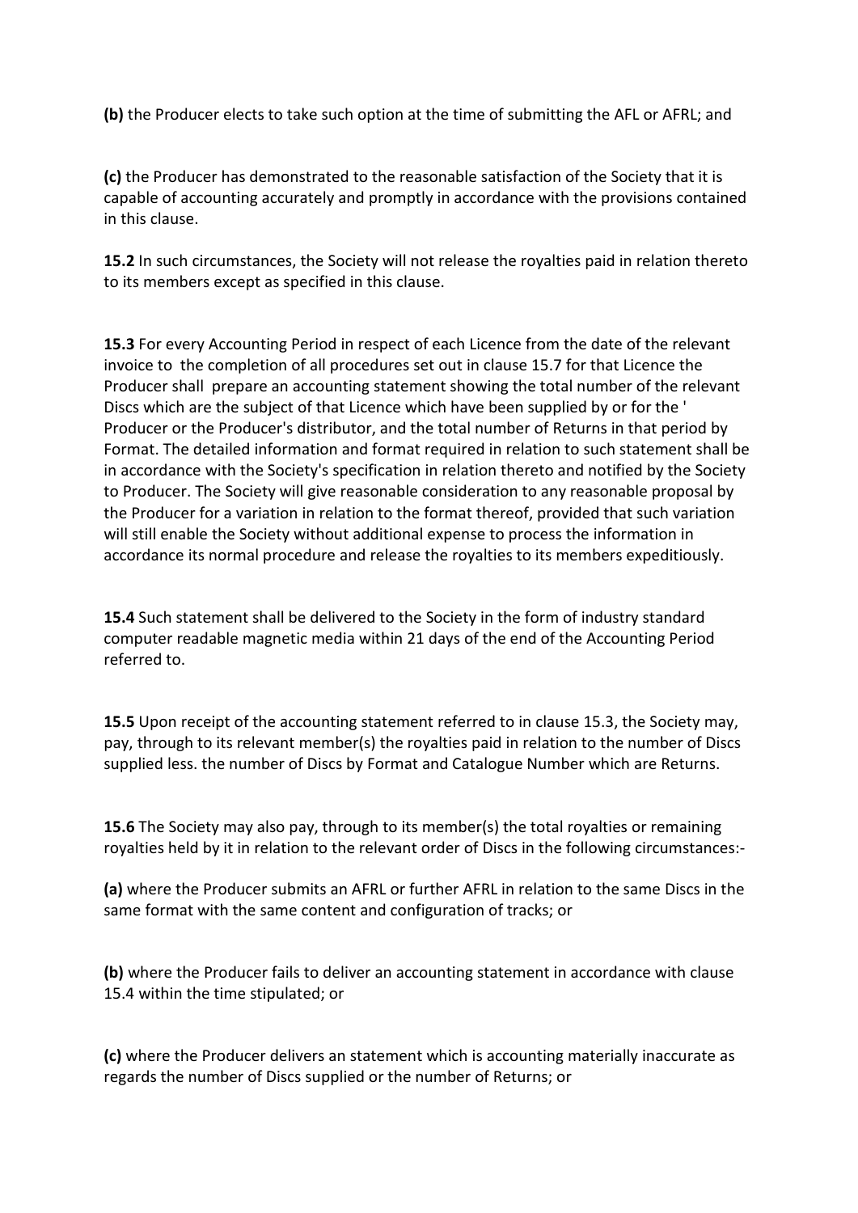**(b)** the Producer elects to take such option at the time of submitting the AFL or AFRL; and

**(c)** the Producer has demonstrated to the reasonable satisfaction of the Society that it is capable of accounting accurately and promptly in accordance with the provisions contained in this clause.

**15.2** In such circumstances, the Society will not release the royalties paid in relation thereto to its members except as specified in this clause.

**15.3** For every Accounting Period in respect of each Licence from the date of the relevant invoice to the completion of all procedures set out in clause 15.7 for that Licence the Producer shall prepare an accounting statement showing the total number of the relevant Discs which are the subject of that Licence which have been supplied by or for the ' Producer or the Producer's distributor, and the total number of Returns in that period by Format. The detailed information and format required in relation to such statement shall be in accordance with the Society's specification in relation thereto and notified by the Society to Producer. The Society will give reasonable consideration to any reasonable proposal by the Producer for a variation in relation to the format thereof, provided that such variation will still enable the Society without additional expense to process the information in accordance its normal procedure and release the royalties to its members expeditiously.

**15.4** Such statement shall be delivered to the Society in the form of industry standard computer readable magnetic media within 21 days of the end of the Accounting Period referred to.

**15.5** Upon receipt of the accounting statement referred to in clause 15.3, the Society may, pay, through to its relevant member(s) the royalties paid in relation to the number of Discs supplied less. the number of Discs by Format and Catalogue Number which are Returns.

**15.6** The Society may also pay, through to its member(s) the total royalties or remaining royalties held by it in relation to the relevant order of Discs in the following circumstances:-

**(a)** where the Producer submits an AFRL or further AFRL in relation to the same Discs in the same format with the same content and configuration of tracks; or

**(b)** where the Producer fails to deliver an accounting statement in accordance with clause 15.4 within the time stipulated; or

**(c)** where the Producer delivers an statement which is accounting materially inaccurate as regards the number of Discs supplied or the number of Returns; or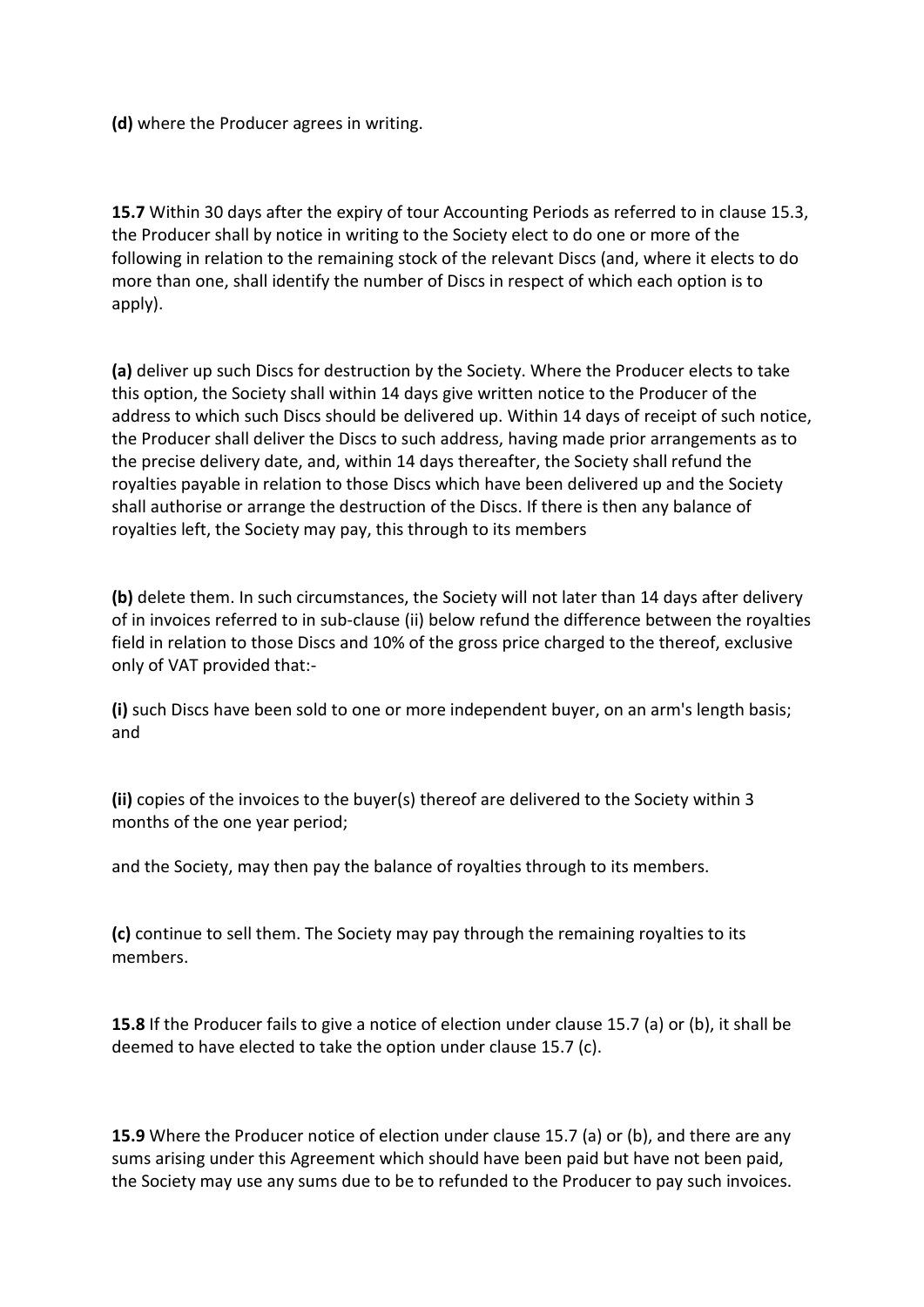**(d)** where the Producer agrees in writing.

**15.7** Within 30 days after the expiry of tour Accounting Periods as referred to in clause 15.3, the Producer shall by notice in writing to the Society elect to do one or more of the following in relation to the remaining stock of the relevant Discs (and, where it elects to do more than one, shall identify the number of Discs in respect of which each option is to apply).

**(a)** deliver up such Discs for destruction by the Society. Where the Producer elects to take this option, the Society shall within 14 days give written notice to the Producer of the address to which such Discs should be delivered up. Within 14 days of receipt of such notice, the Producer shall deliver the Discs to such address, having made prior arrangements as to the precise delivery date, and, within 14 days thereafter, the Society shall refund the royalties payable in relation to those Discs which have been delivered up and the Society shall authorise or arrange the destruction of the Discs. If there is then any balance of royalties left, the Society may pay, this through to its members

**(b)** delete them. In such circumstances, the Society will not later than 14 days after delivery of in invoices referred to in sub-clause (ii) below refund the difference between the royalties field in relation to those Discs and 10% of the gross price charged to the thereof, exclusive only of VAT provided that:-

**(i)** such Discs have been sold to one or more independent buyer, on an arm's length basis; and

**(ii)** copies of the invoices to the buyer(s) thereof are delivered to the Society within 3 months of the one year period;

and the Society, may then pay the balance of royalties through to its members.

**(c)** continue to sell them. The Society may pay through the remaining royalties to its members.

**15.8** If the Producer fails to give a notice of election under clause 15.7 (a) or (b), it shall be deemed to have elected to take the option under clause 15.7 (c).

**15.9** Where the Producer notice of election under clause 15.7 (a) or (b), and there are any sums arising under this Agreement which should have been paid but have not been paid, the Society may use any sums due to be to refunded to the Producer to pay such invoices.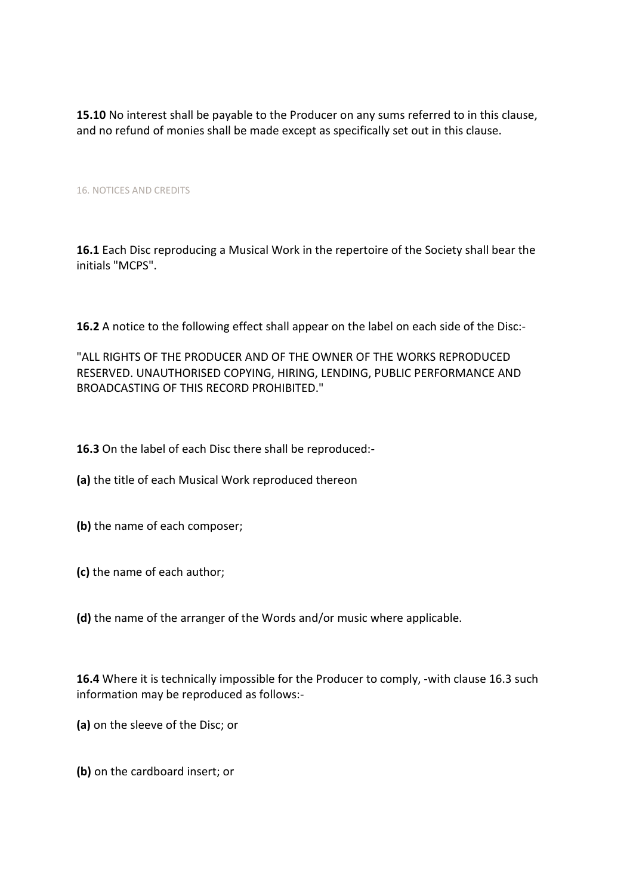**15.10** No interest shall be payable to the Producer on any sums referred to in this clause, and no refund of monies shall be made except as specifically set out in this clause.

## 16. NOTICES AND CREDITS

**16.1** Each Disc reproducing a Musical Work in the repertoire of the Society shall bear the initials "MCPS".

**16.2** A notice to the following effect shall appear on the label on each side of the Disc:-

"ALL RIGHTS OF THE PRODUCER AND OF THE OWNER OF THE WORKS REPRODUCED RESERVED. UNAUTHORISED COPYING, HIRING, LENDING, PUBLIC PERFORMANCE AND BROADCASTING OF THIS RECORD PROHIBITED."

**16.3** On the label of each Disc there shall be reproduced:-

**(a)** the title of each Musical Work reproduced thereon

**(b)** the name of each composer;

**(c)** the name of each author;

**(d)** the name of the arranger of the Words and/or music where applicable.

**16.4** Where it is technically impossible for the Producer to comply, -with clause 16.3 such information may be reproduced as follows:-

**(a)** on the sleeve of the Disc; or

**(b)** on the cardboard insert; or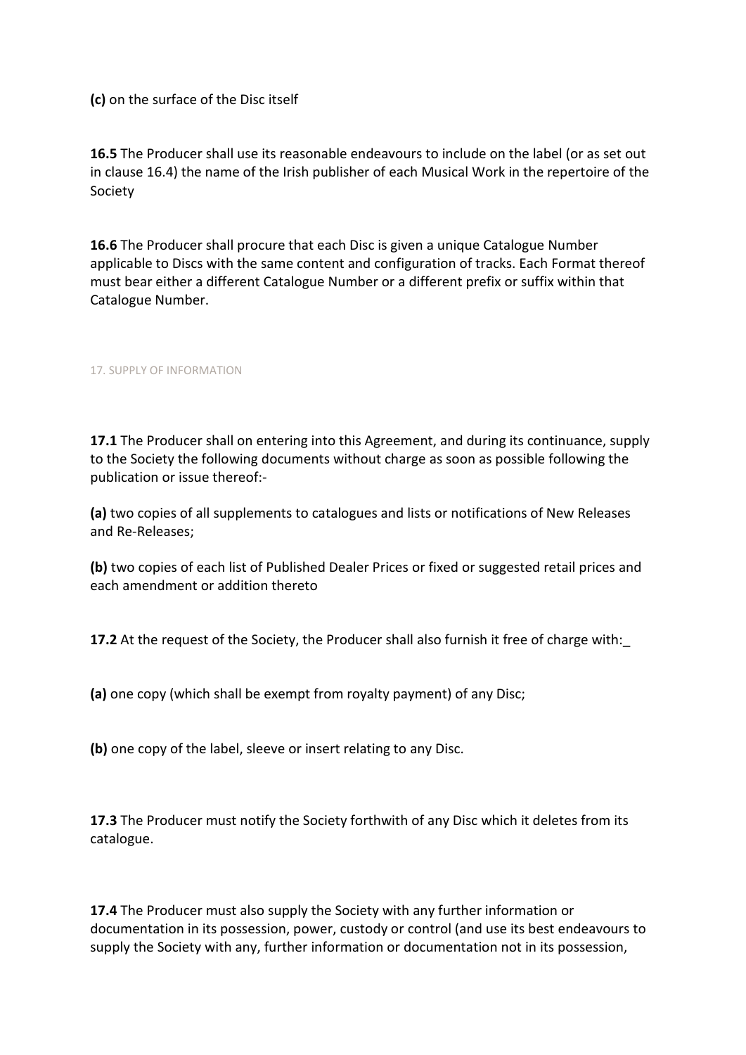**(c)** on the surface of the Disc itself

**16.5** The Producer shall use its reasonable endeavours to include on the label (or as set out in clause 16.4) the name of the Irish publisher of each Musical Work in the repertoire of the Society

**16.6** The Producer shall procure that each Disc is given a unique Catalogue Number applicable to Discs with the same content and configuration of tracks. Each Format thereof must bear either a different Catalogue Number or a different prefix or suffix within that Catalogue Number.

## 17. SUPPLY OF INFORMATION

**17.1** The Producer shall on entering into this Agreement, and during its continuance, supply to the Society the following documents without charge as soon as possible following the publication or issue thereof:-

**(a)** two copies of all supplements to catalogues and lists or notifications of New Releases and Re-Releases;

**(b)** two copies of each list of Published Dealer Prices or fixed or suggested retail prices and each amendment or addition thereto

**17.2** At the request of the Society, the Producer shall also furnish it free of charge with:_

**(a)** one copy (which shall be exempt from royalty payment) of any Disc;

**(b)** one copy of the label, sleeve or insert relating to any Disc.

**17.3** The Producer must notify the Society forthwith of any Disc which it deletes from its catalogue.

**17.4** The Producer must also supply the Society with any further information or documentation in its possession, power, custody or control (and use its best endeavours to supply the Society with any, further information or documentation not in its possession,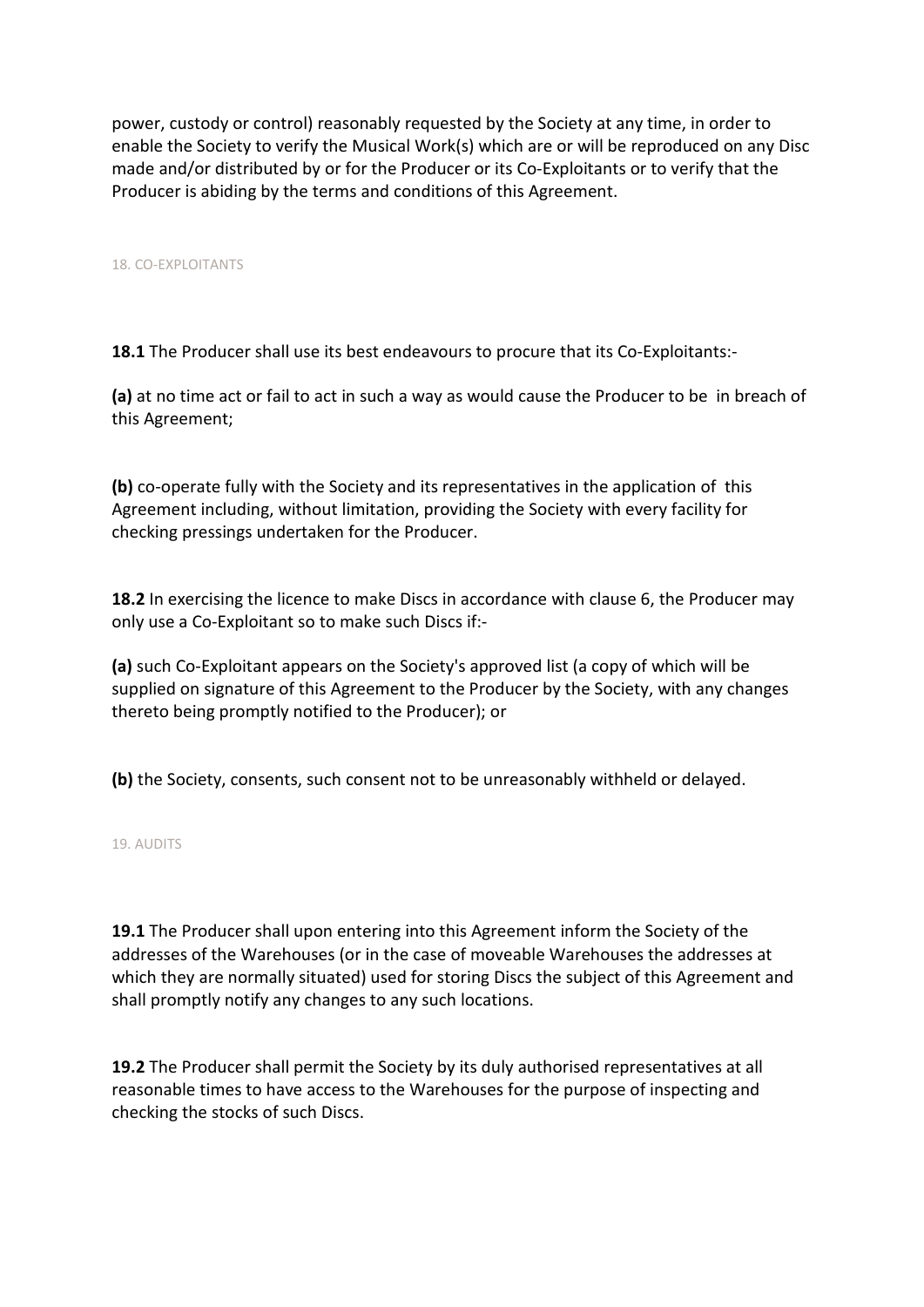power, custody or control) reasonably requested by the Society at any time, in order to enable the Society to verify the Musical Work(s) which are or will be reproduced on any Disc made and/or distributed by or for the Producer or its Co-Exploitants or to verify that the Producer is abiding by the terms and conditions of this Agreement.

## 18. CO-EXPLOITANTS

**18.1** The Producer shall use its best endeavours to procure that its Co-Exploitants:-

**(a)** at no time act or fail to act in such a way as would cause the Producer to be in breach of this Agreement;

**(b)** co-operate fully with the Society and its representatives in the application of this Agreement including, without limitation, providing the Society with every facility for checking pressings undertaken for the Producer.

**18.2** In exercising the licence to make Discs in accordance with clause 6, the Producer may only use a Co-Exploitant so to make such Discs if:-

**(a)** such Co-Exploitant appears on the Society's approved list (a copy of which will be supplied on signature of this Agreement to the Producer by the Society, with any changes thereto being promptly notified to the Producer); or

**(b)** the Society, consents, such consent not to be unreasonably withheld or delayed.

## 19. AUDITS

**19.1** The Producer shall upon entering into this Agreement inform the Society of the addresses of the Warehouses (or in the case of moveable Warehouses the addresses at which they are normally situated) used for storing Discs the subject of this Agreement and shall promptly notify any changes to any such locations.

**19.2** The Producer shall permit the Society by its duly authorised representatives at all reasonable times to have access to the Warehouses for the purpose of inspecting and checking the stocks of such Discs.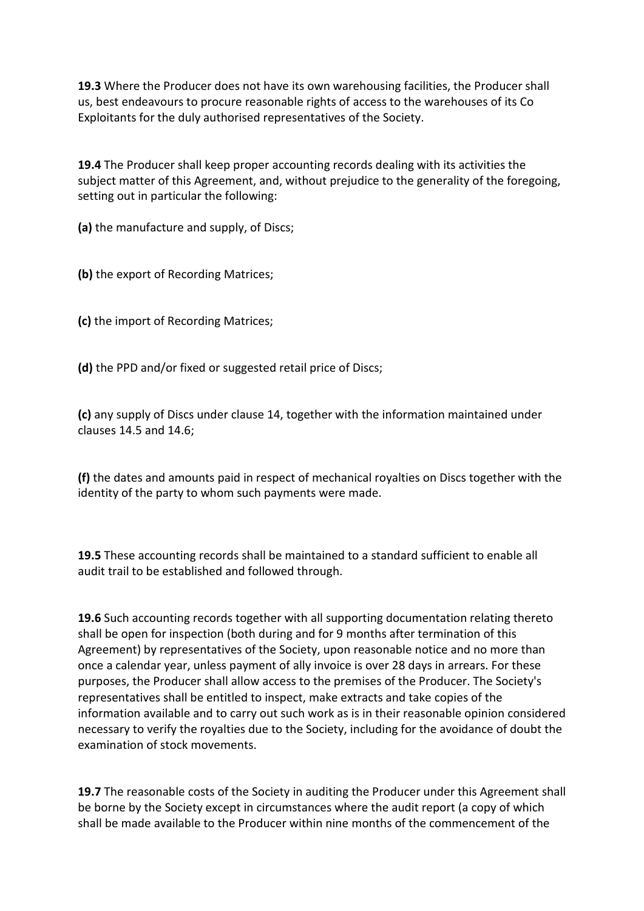**19.3** Where the Producer does not have its own warehousing facilities, the Producer shall us, best endeavours to procure reasonable rights of access to the warehouses of its Co Exploitants for the duly authorised representatives of the Society.

**19.4** The Producer shall keep proper accounting records dealing with its activities the subject matter of this Agreement, and, without prejudice to the generality of the foregoing, setting out in particular the following:

**(a)** the manufacture and supply, of Discs;

**(b)** the export of Recording Matrices;

**(c)** the import of Recording Matrices;

**(d)** the PPD and/or fixed or suggested retail price of Discs;

**(c)** any supply of Discs under clause 14, together with the information maintained under clauses 14.5 and 14.6;

**(f)** the dates and amounts paid in respect of mechanical royalties on Discs together with the identity of the party to whom such payments were made.

**19.5** These accounting records shall be maintained to a standard sufficient to enable all audit trail to be established and followed through.

**19.6** Such accounting records together with all supporting documentation relating thereto shall be open for inspection (both during and for 9 months after termination of this Agreement) by representatives of the Society, upon reasonable notice and no more than once a calendar year, unless payment of ally invoice is over 28 days in arrears. For these purposes, the Producer shall allow access to the premises of the Producer. The Society's representatives shall be entitled to inspect, make extracts and take copies of the information available and to carry out such work as is in their reasonable opinion considered necessary to verify the royalties due to the Society, including for the avoidance of doubt the examination of stock movements.

**19.7** The reasonable costs of the Society in auditing the Producer under this Agreement shall be borne by the Society except in circumstances where the audit report (a copy of which shall be made available to the Producer within nine months of the commencement of the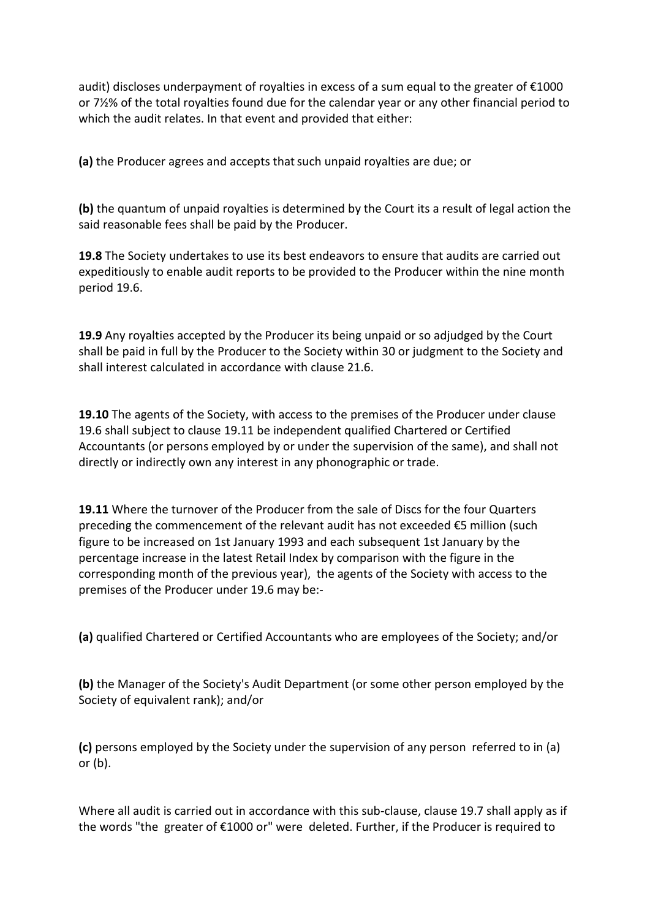audit) discloses underpayment of royalties in excess of a sum equal to the greater of €1000 or 7½% of the total royalties found due for the calendar year or any other financial period to which the audit relates. In that event and provided that either:

**(a)** the Producer agrees and accepts that such unpaid royalties are due; or

**(b)** the quantum of unpaid royalties is determined by the Court its a result of legal action the said reasonable fees shall be paid by the Producer.

**19.8** The Society undertakes to use its best endeavors to ensure that audits are carried out expeditiously to enable audit reports to be provided to the Producer within the nine month period 19.6.

**19.9** Any royalties accepted by the Producer its being unpaid or so adjudged by the Court shall be paid in full by the Producer to the Society within 30 or judgment to the Society and shall interest calculated in accordance with clause 21.6.

**19.10** The agents of the Society, with access to the premises of the Producer under clause 19.6 shall subject to clause 19.11 be independent qualified Chartered or Certified Accountants (or persons employed by or under the supervision of the same), and shall not directly or indirectly own any interest in any phonographic or trade.

**19.11** Where the turnover of the Producer from the sale of Discs for the four Quarters preceding the commencement of the relevant audit has not exceeded €5 million (such figure to be increased on 1st January 1993 and each subsequent 1st January by the percentage increase in the latest Retail Index by comparison with the figure in the corresponding month of the previous year), the agents of the Society with access to the premises of the Producer under 19.6 may be:-

**(a)** qualified Chartered or Certified Accountants who are employees of the Society; and/or

**(b)** the Manager of the Society's Audit Department (or some other person employed by the Society of equivalent rank); and/or

**(c)** persons employed by the Society under the supervision of any person referred to in (a) or (b).

Where all audit is carried out in accordance with this sub-clause, clause 19.7 shall apply as if the words "the greater of €1000 or" were deleted. Further, if the Producer is required to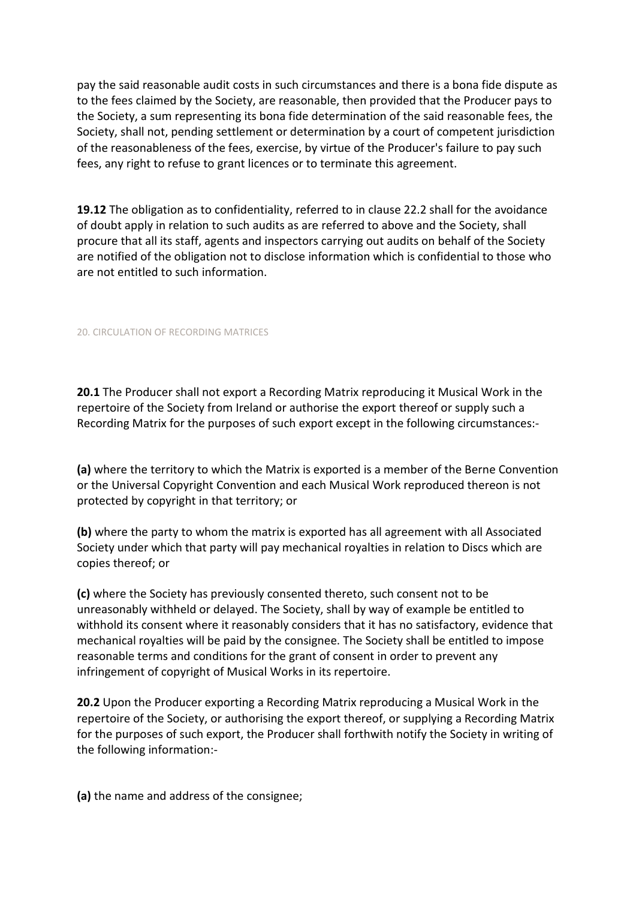pay the said reasonable audit costs in such circumstances and there is a bona fide dispute as to the fees claimed by the Society, are reasonable, then provided that the Producer pays to the Society, a sum representing its bona fide determination of the said reasonable fees, the Society, shall not, pending settlement or determination by a court of competent jurisdiction of the reasonableness of the fees, exercise, by virtue of the Producer's failure to pay such fees, any right to refuse to grant licences or to terminate this agreement.

**19.12** The obligation as to confidentiality, referred to in clause 22.2 shall for the avoidance of doubt apply in relation to such audits as are referred to above and the Society, shall procure that all its staff, agents and inspectors carrying out audits on behalf of the Society are notified of the obligation not to disclose information which is confidential to those who are not entitled to such information.

## 20. CIRCULATION OF RECORDING MATRICES

**20.1** The Producer shall not export a Recording Matrix reproducing it Musical Work in the repertoire of the Society from Ireland or authorise the export thereof or supply such a Recording Matrix for the purposes of such export except in the following circumstances:-

**(a)** where the territory to which the Matrix is exported is a member of the Berne Convention or the Universal Copyright Convention and each Musical Work reproduced thereon is not protected by copyright in that territory; or

**(b)** where the party to whom the matrix is exported has all agreement with all Associated Society under which that party will pay mechanical royalties in relation to Discs which are copies thereof; or

**(c)** where the Society has previously consented thereto, such consent not to be unreasonably withheld or delayed. The Society, shall by way of example be entitled to withhold its consent where it reasonably considers that it has no satisfactory, evidence that mechanical royalties will be paid by the consignee. The Society shall be entitled to impose reasonable terms and conditions for the grant of consent in order to prevent any infringement of copyright of Musical Works in its repertoire.

**20.2** Upon the Producer exporting a Recording Matrix reproducing a Musical Work in the repertoire of the Society, or authorising the export thereof, or supplying a Recording Matrix for the purposes of such export, the Producer shall forthwith notify the Society in writing of the following information:-

**(a)** the name and address of the consignee;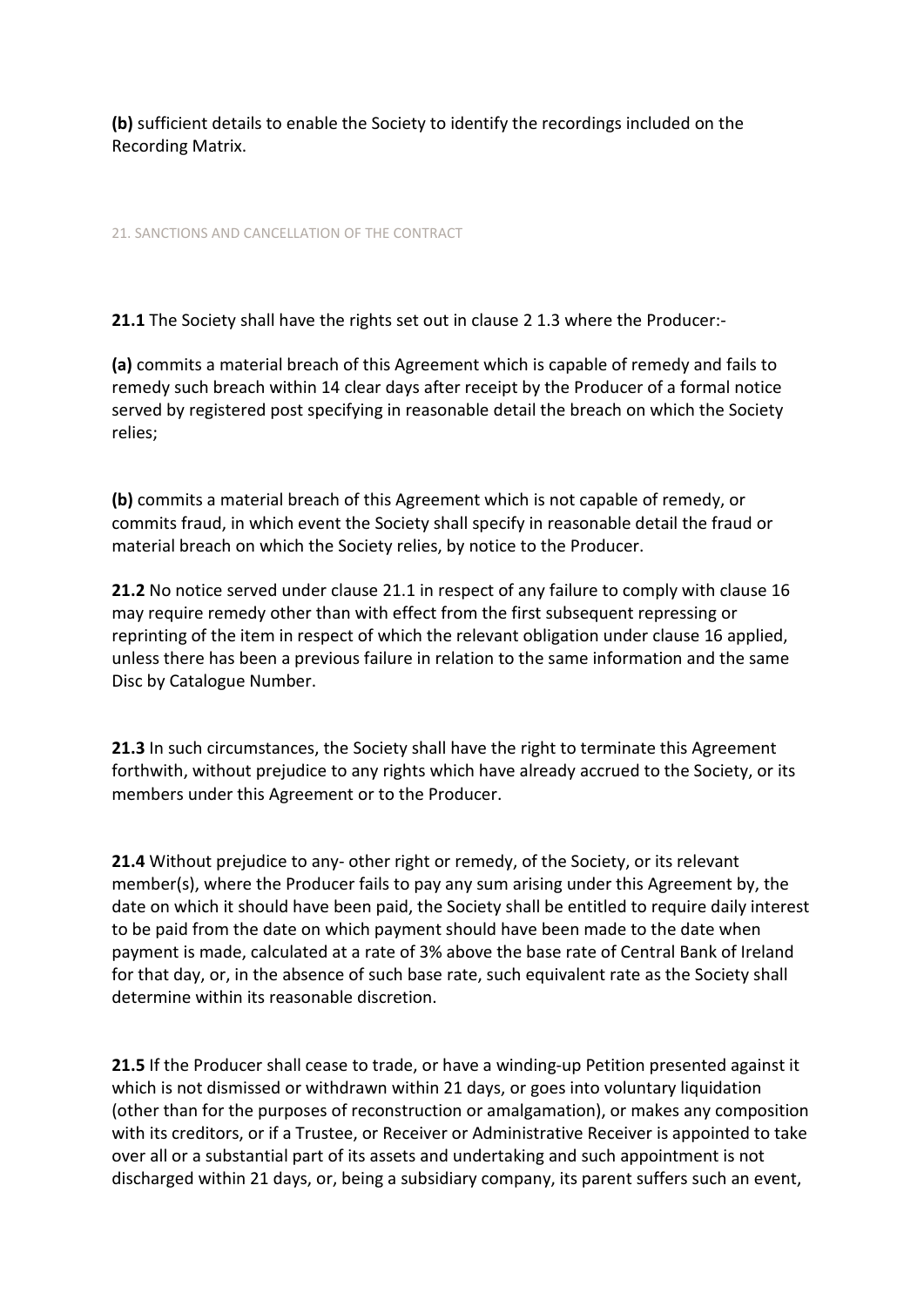**(b)** sufficient details to enable the Society to identify the recordings included on the Recording Matrix.

## 21. SANCTIONS AND CANCELLATION OF THE CONTRACT

**21.1** The Society shall have the rights set out in clause 2 1.3 where the Producer:-

**(a)** commits a material breach of this Agreement which is capable of remedy and fails to remedy such breach within 14 clear days after receipt by the Producer of a formal notice served by registered post specifying in reasonable detail the breach on which the Society relies;

**(b)** commits a material breach of this Agreement which is not capable of remedy, or commits fraud, in which event the Society shall specify in reasonable detail the fraud or material breach on which the Society relies, by notice to the Producer.

**21.2** No notice served under clause 21.1 in respect of any failure to comply with clause 16 may require remedy other than with effect from the first subsequent repressing or reprinting of the item in respect of which the relevant obligation under clause 16 applied, unless there has been a previous failure in relation to the same information and the same Disc by Catalogue Number.

**21.3** In such circumstances, the Society shall have the right to terminate this Agreement forthwith, without prejudice to any rights which have already accrued to the Society, or its members under this Agreement or to the Producer.

**21.4** Without prejudice to any- other right or remedy, of the Society, or its relevant member(s), where the Producer fails to pay any sum arising under this Agreement by, the date on which it should have been paid, the Society shall be entitled to require daily interest to be paid from the date on which payment should have been made to the date when payment is made, calculated at a rate of 3% above the base rate of Central Bank of Ireland for that day, or, in the absence of such base rate, such equivalent rate as the Society shall determine within its reasonable discretion.

**21.5** If the Producer shall cease to trade, or have a winding-up Petition presented against it which is not dismissed or withdrawn within 21 days, or goes into voluntary liquidation (other than for the purposes of reconstruction or amalgamation), or makes any composition with its creditors, or if a Trustee, or Receiver or Administrative Receiver is appointed to take over all or a substantial part of its assets and undertaking and such appointment is not discharged within 21 days, or, being a subsidiary company, its parent suffers such an event,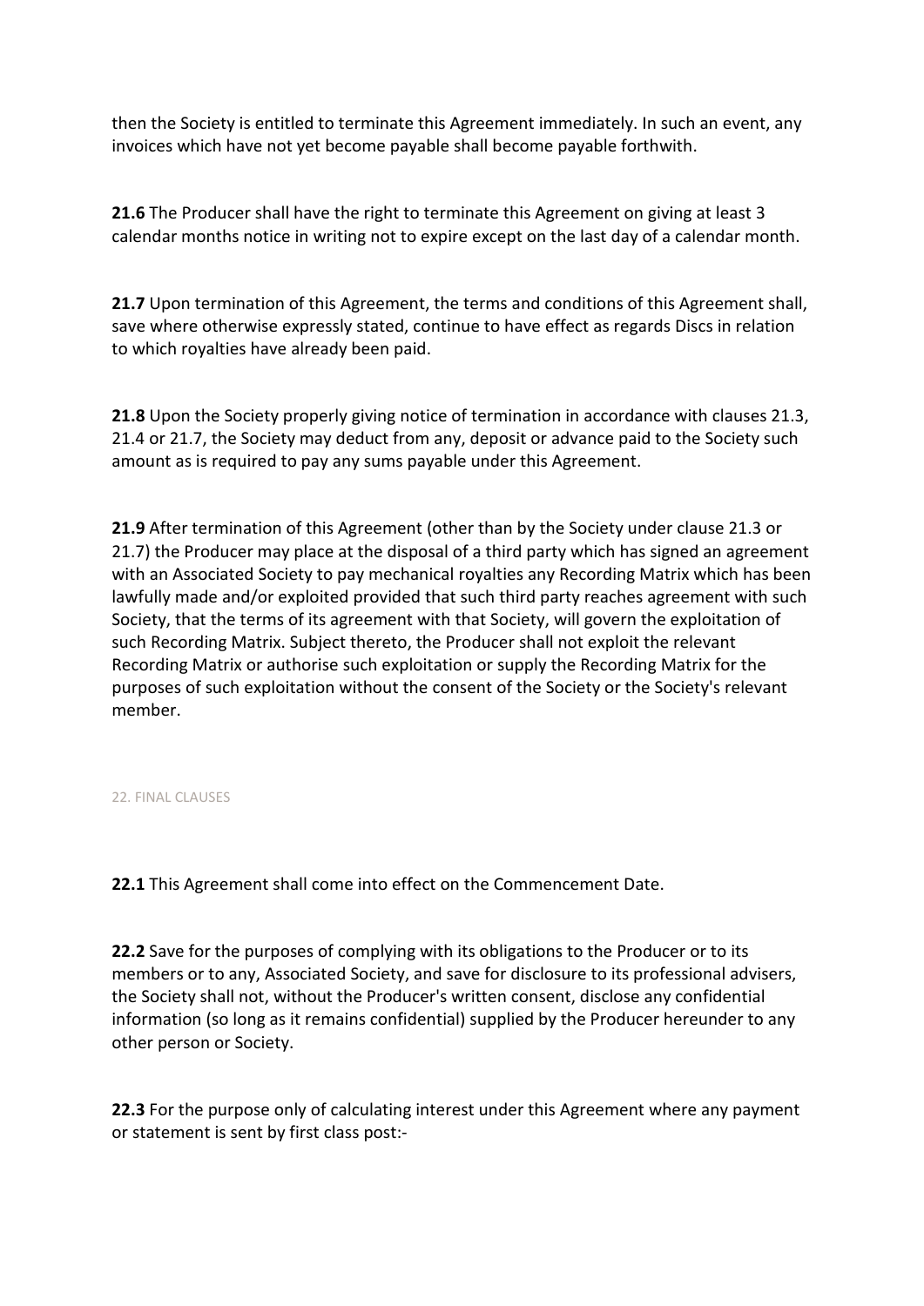then the Society is entitled to terminate this Agreement immediately. In such an event, any invoices which have not yet become payable shall become payable forthwith.

**21.6** The Producer shall have the right to terminate this Agreement on giving at least 3 calendar months notice in writing not to expire except on the last day of a calendar month.

**21.7** Upon termination of this Agreement, the terms and conditions of this Agreement shall, save where otherwise expressly stated, continue to have effect as regards Discs in relation to which royalties have already been paid.

**21.8** Upon the Society properly giving notice of termination in accordance with clauses 21.3, 21.4 or 21.7, the Society may deduct from any, deposit or advance paid to the Society such amount as is required to pay any sums payable under this Agreement.

**21.9** After termination of this Agreement (other than by the Society under clause 21.3 or 21.7) the Producer may place at the disposal of a third party which has signed an agreement with an Associated Society to pay mechanical royalties any Recording Matrix which has been lawfully made and/or exploited provided that such third party reaches agreement with such Society, that the terms of its agreement with that Society, will govern the exploitation of such Recording Matrix. Subject thereto, the Producer shall not exploit the relevant Recording Matrix or authorise such exploitation or supply the Recording Matrix for the purposes of such exploitation without the consent of the Society or the Society's relevant member.

## 22. FINAL CLAUSES

**22.1** This Agreement shall come into effect on the Commencement Date.

**22.2** Save for the purposes of complying with its obligations to the Producer or to its members or to any, Associated Society, and save for disclosure to its professional advisers, the Society shall not, without the Producer's written consent, disclose any confidential information (so long as it remains confidential) supplied by the Producer hereunder to any other person or Society.

**22.3** For the purpose only of calculating interest under this Agreement where any payment or statement is sent by first class post:-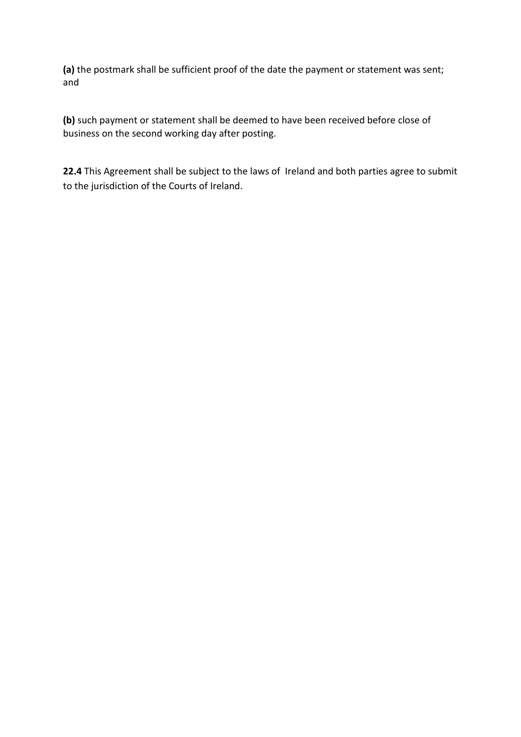**(a)** the postmark shall be sufficient proof of the date the payment or statement was sent; and

**(b)** such payment or statement shall be deemed to have been received before close of business on the second working day after posting.

**22.4** This Agreement shall be subject to the laws of Ireland and both parties agree to submit to the jurisdiction of the Courts of Ireland.